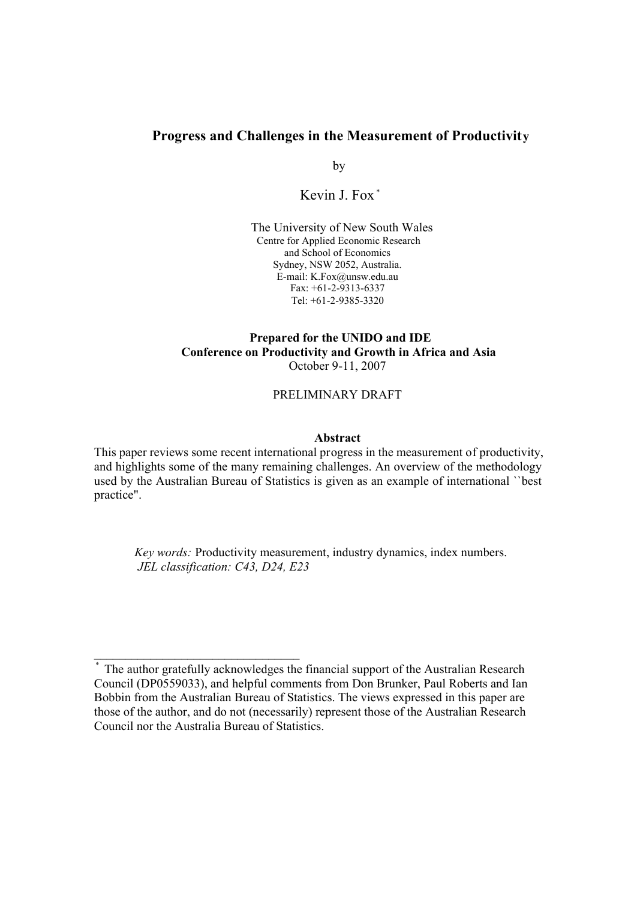# Progress and Challenges in the Measurement of Productivity

by

Kevin J. Fox [*]

The University of New South Wales
Centre for Applied Economic Research
and School of Economics
Sydney, NSW 2052, Australia.
E-mail: K.Fox@unsw.edu.au
Fax: +61-2-9313-6337
Tel: +61-2-9385-3320

**Prepared for the UNIDO and IDE**
**Conference on Productivity and Growth in Africa and Asia**
October 9-11, 2007

PRELIMINARY DRAFT

**Abstract**

This paper reviews some recent international progress in the measurement of productivity, and highlights some of the many remaining challenges. An overview of the methodology used by the Australian Bureau of Statistics is given as an example of international ``best practice".

*Key words:* Productivity measurement, industry dynamics, index numbers.
*JEL classification: C43, D24, E23*

---

[*] The author gratefully acknowledges the financial support of the Australian Research Council (DP0559033), and helpful comments from Don Brunker, Paul Roberts and Ian Bobbin from the Australian Bureau of Statistics. The views expressed in this paper are those of the author, and do not (necessarily) represent those of the Australian Research Council nor the Australia Bureau of Statistics.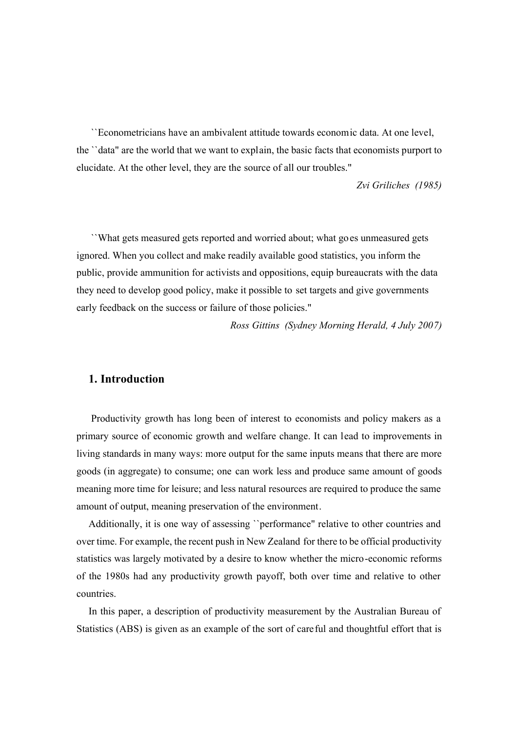``Econometricians have an ambivalent attitude towards economic data. At one level, the ``data'' are the world that we want to explain, the basic facts that economists purport to elucidate. At the other level, they are the source of all our troubles.''

*Zvi Griliches (1985)*

``What gets measured gets reported and worried about; what goes unmeasured gets ignored. When you collect and make readily available good statistics, you inform the public, provide ammunition for activists and oppositions, equip bureaucrats with the data they need to develop good policy, make it possible to set targets and give governments early feedback on the success or failure of those policies.''

*Ross Gittins (Sydney Morning Herald, 4 July 2007)*

## 1. Introduction

Productivity growth has long been of interest to economists and policy makers as a primary source of economic growth and welfare change. It can lead to improvements in living standards in many ways: more output for the same inputs means that there are more goods (in aggregate) to consume; one can work less and produce same amount of goods meaning more time for leisure; and less natural resources are required to produce the same amount of output, meaning preservation of the environment.

Additionally, it is one way of assessing ``performance'' relative to other countries and over time. For example, the recent push in New Zealand for there to be official productivity statistics was largely motivated by a desire to know whether the micro-economic reforms of the 1980s had any productivity growth payoff, both over time and relative to other countries.

In this paper, a description of productivity measurement by the Australian Bureau of Statistics (ABS) is given as an example of the sort of careful and thoughtful effort that is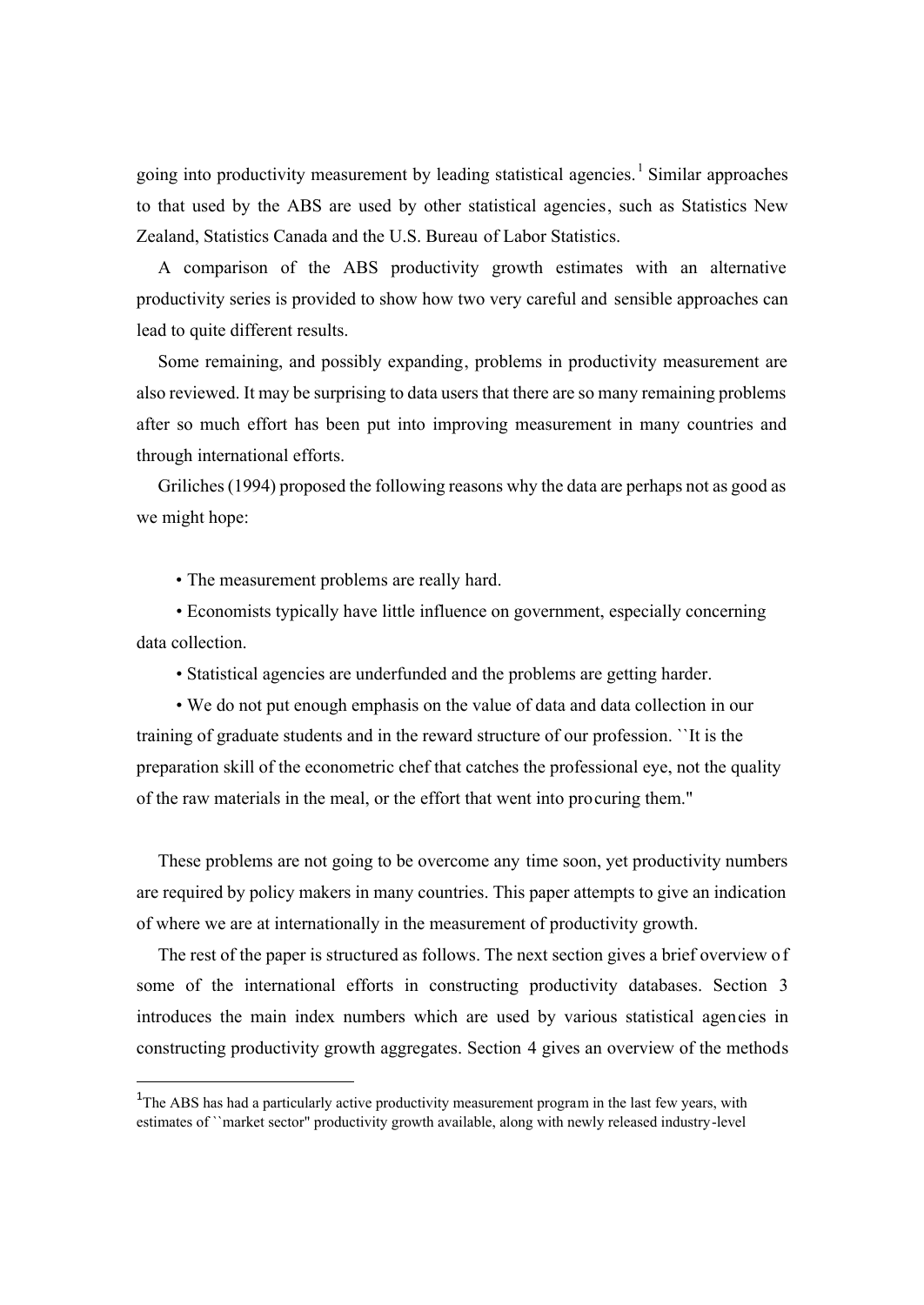going into productivity measurement by leading statistical agencies.[1] Similar approaches to that used by the ABS are used by other statistical agencies, such as Statistics New Zealand, Statistics Canada and the U.S. Bureau of Labor Statistics.

A comparison of the ABS productivity growth estimates with an alternative productivity series is provided to show how two very careful and sensible approaches can lead to quite different results.

Some remaining, and possibly expanding, problems in productivity measurement are also reviewed. It may be surprising to data users that there are so many remaining problems after so much effort has been put into improving measurement in many countries and through international efforts.

Griliches (1994) proposed the following reasons why the data are perhaps not as good as we might hope:

- The measurement problems are really hard.
- Economists typically have little influence on government, especially concerning data collection.
- Statistical agencies are underfunded and the problems are getting harder.
- We do not put enough emphasis on the value of data and data collection in our training of graduate students and in the reward structure of our profession. ``It is the preparation skill of the econometric chef that catches the professional eye, not the quality of the raw materials in the meal, or the effort that went into procuring them."

These problems are not going to be overcome any time soon, yet productivity numbers are required by policy makers in many countries. This paper attempts to give an indication of where we are at internationally in the measurement of productivity growth.

The rest of the paper is structured as follows. The next section gives a brief overview of some of the international efforts in constructing productivity databases. Section 3 introduces the main index numbers which are used by various statistical agencies in constructing productivity growth aggregates. Section 4 gives an overview of the methods

[1] The ABS has had a particularly active productivity measurement program in the last few years, with estimates of ``market sector" productivity growth available, along with newly released industry-level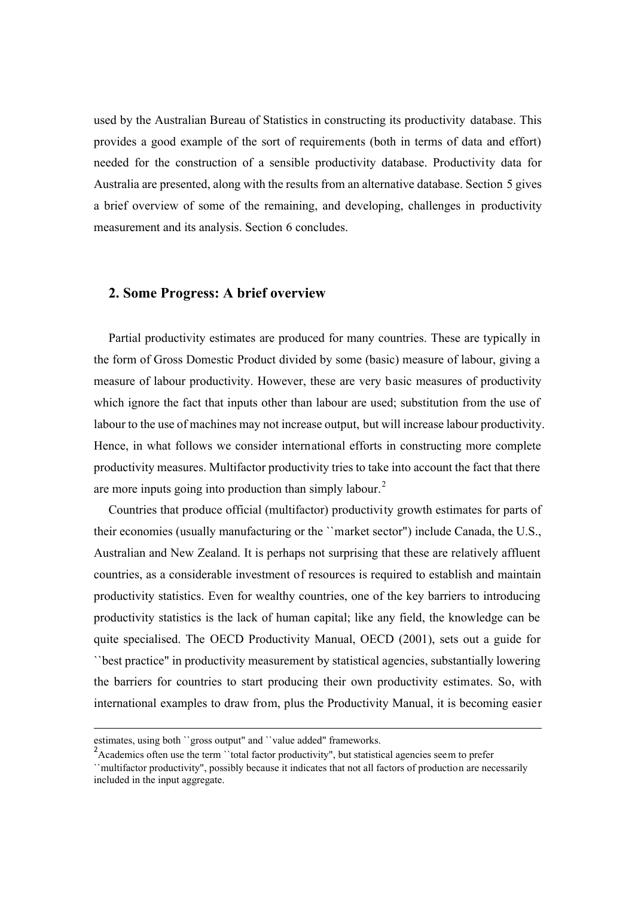used by the Australian Bureau of Statistics in constructing its productivity database. This provides a good example of the sort of requirements (both in terms of data and effort) needed for the construction of a sensible productivity database. Productivity data for Australia are presented, along with the results from an alternative database. Section 5 gives a brief overview of some of the remaining, and developing, challenges in productivity measurement and its analysis. Section 6 concludes.

## 2. Some Progress: A brief overview

Partial productivity estimates are produced for many countries. These are typically in the form of Gross Domestic Product divided by some (basic) measure of labour, giving a measure of labour productivity. However, these are very basic measures of productivity which ignore the fact that inputs other than labour are used; substitution from the use of labour to the use of machines may not increase output, but will increase labour productivity. Hence, in what follows we consider international efforts in constructing more complete productivity measures. Multifactor productivity tries to take into account the fact that there are more inputs going into production than simply labour.[2]

Countries that produce official (multifactor) productivity growth estimates for parts of their economies (usually manufacturing or the ``market sector'') include Canada, the U.S., Australian and New Zealand. It is perhaps not surprising that these are relatively affluent countries, as a considerable investment of resources is required to establish and maintain productivity statistics. Even for wealthy countries, one of the key barriers to introducing productivity statistics is the lack of human capital; like any field, the knowledge can be quite specialised. The OECD Productivity Manual, OECD (2001), sets out a guide for ``best practice'' in productivity measurement by statistical agencies, substantially lowering the barriers for countries to start producing their own productivity estimates. So, with international examples to draw from, plus the Productivity Manual, it is becoming easier

---

estimates, using both ``gross output'' and ``value added'' frameworks.

[2] Academics often use the term ``total factor productivity'', but statistical agencies seem to prefer ``multifactor productivity'', possibly because it indicates that not all factors of production are necessarily included in the input aggregate.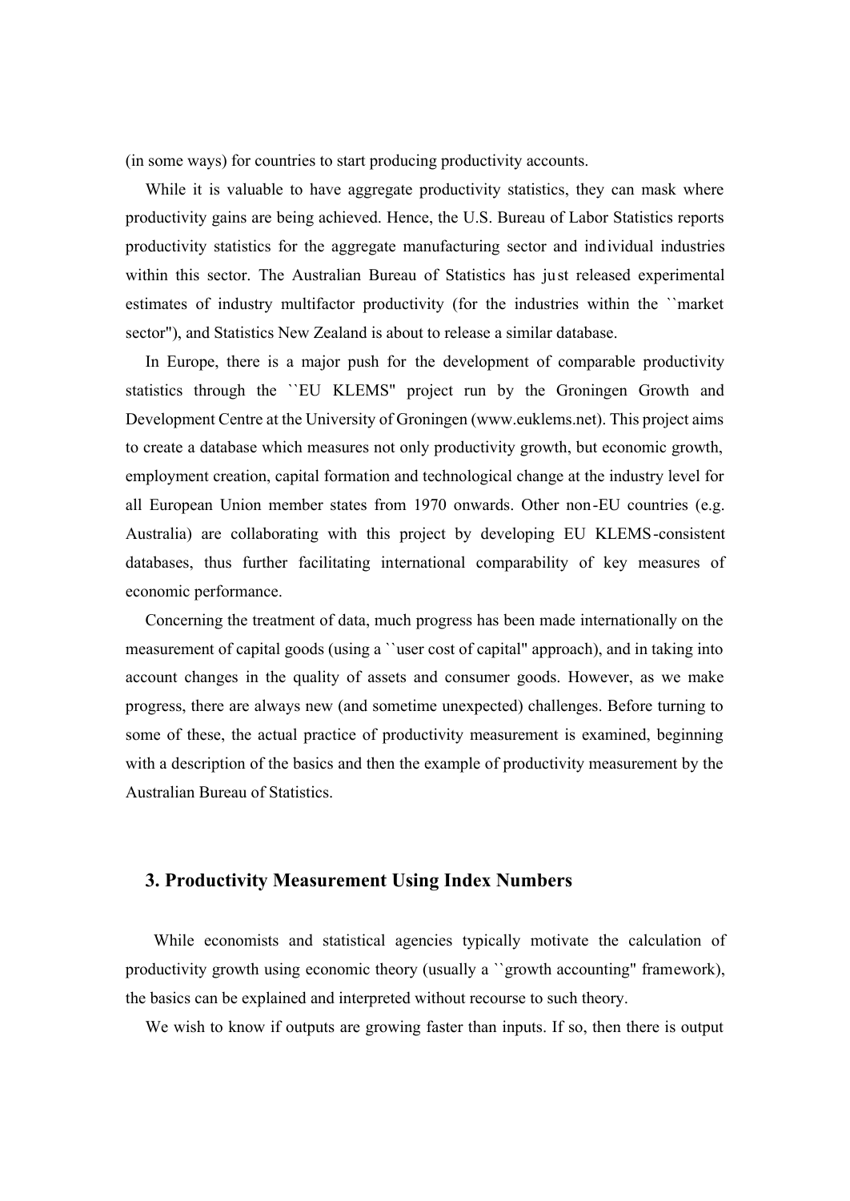(in some ways) for countries to start producing productivity accounts.

While it is valuable to have aggregate productivity statistics, they can mask where productivity gains are being achieved. Hence, the U.S. Bureau of Labor Statistics reports productivity statistics for the aggregate manufacturing sector and individual industries within this sector. The Australian Bureau of Statistics has just released experimental estimates of industry multifactor productivity (for the industries within the ``market sector''), and Statistics New Zealand is about to release a similar database.

In Europe, there is a major push for the development of comparable productivity statistics through the ``EU KLEMS'' project run by the Groningen Growth and Development Centre at the University of Groningen (www.euklems.net). This project aims to create a database which measures not only productivity growth, but economic growth, employment creation, capital formation and technological change at the industry level for all European Union member states from 1970 onwards. Other non-EU countries (e.g. Australia) are collaborating with this project by developing EU KLEMS-consistent databases, thus further facilitating international comparability of key measures of economic performance.

Concerning the treatment of data, much progress has been made internationally on the measurement of capital goods (using a ``user cost of capital'' approach), and in taking into account changes in the quality of assets and consumer goods. However, as we make progress, there are always new (and sometime unexpected) challenges. Before turning to some of these, the actual practice of productivity measurement is examined, beginning with a description of the basics and then the example of productivity measurement by the Australian Bureau of Statistics.

## 3. Productivity Measurement Using Index Numbers

While economists and statistical agencies typically motivate the calculation of productivity growth using economic theory (usually a ``growth accounting'' framework), the basics can be explained and interpreted without recourse to such theory.

We wish to know if outputs are growing faster than inputs. If so, then there is output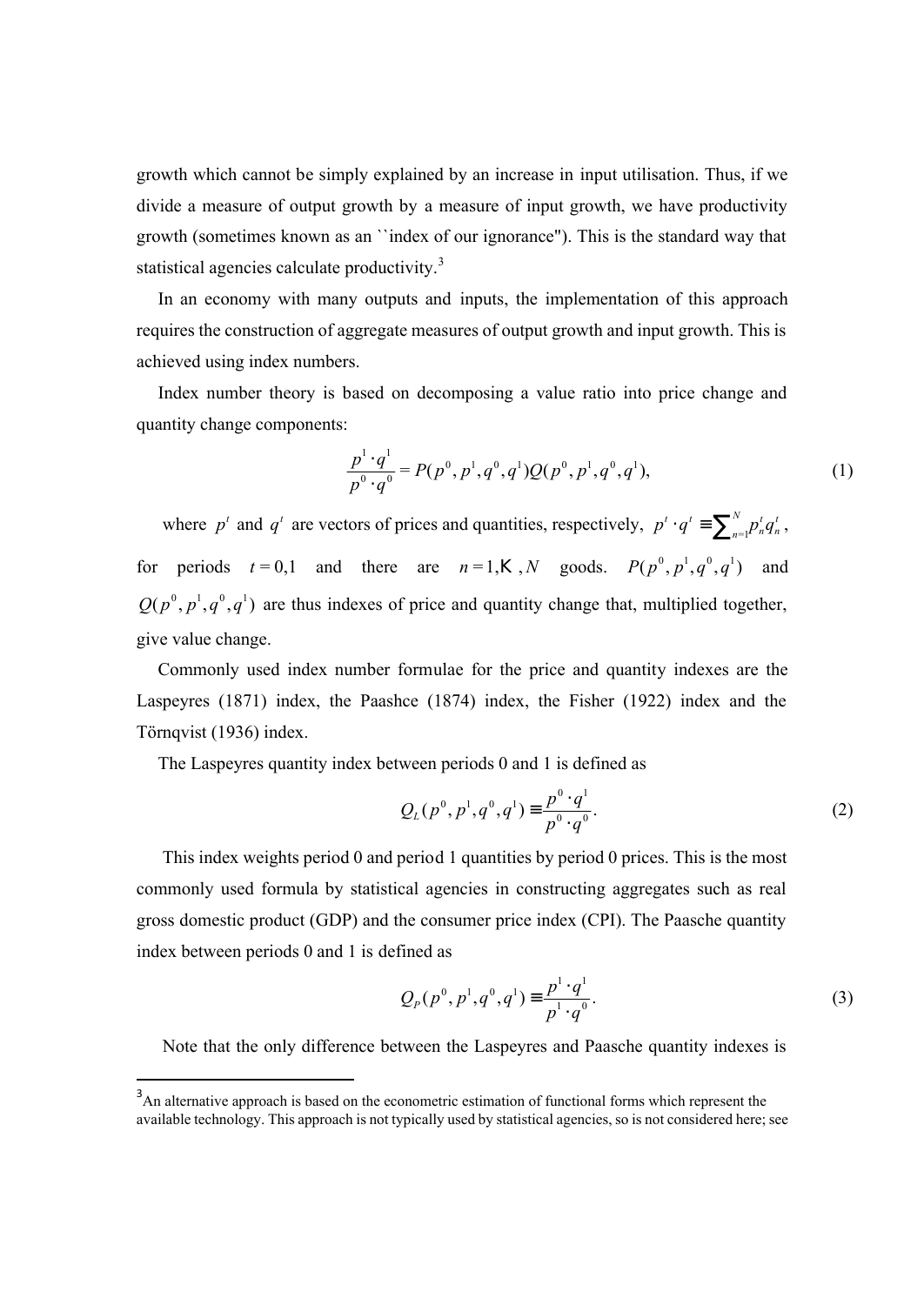growth which cannot be simply explained by an increase in input utilisation. Thus, if we divide a measure of output growth by a measure of input growth, we have productivity growth (sometimes known as an ``index of our ignorance"). This is the standard way that statistical agencies calculate productivity.[3]

In an economy with many outputs and inputs, the implementation of this approach requires the construction of aggregate measures of output growth and input growth. This is achieved using index numbers.

Index number theory is based on decomposing a value ratio into price change and quantity change components:

$$\frac{p^1 \cdot q^1}{p^0 \cdot q^0} = P(p^0, p^1, q^0, q^1)Q(p^0, p^1, q^0, q^1), \tag{1}$$

where $p^t$ and $q^t$ are vectors of prices and quantities, respectively, $p^t \cdot q^t \equiv \sum_{n=1}^{N} p_n^t q_n^t$, for periods $t = 0,1$ and there are $n = 1,\ldots,N$ goods. $P(p^0, p^1, q^0, q^1)$ and $Q(p^0, p^1, q^0, q^1)$ are thus indexes of price and quantity change that, multiplied together, give value change.

Commonly used index number formulae for the price and quantity indexes are the Laspeyres (1871) index, the Paashce (1874) index, the Fisher (1922) index and the Törnqvist (1936) index.

The Laspeyres quantity index between periods 0 and 1 is defined as

$$Q_L(p^0, p^1, q^0, q^1) \equiv \frac{p^0 \cdot q^1}{p^0 \cdot q^0}. \tag{2}$$

This index weights period 0 and period 1 quantities by period 0 prices. This is the most commonly used formula by statistical agencies in constructing aggregates such as real gross domestic product (GDP) and the consumer price index (CPI). The Paasche quantity index between periods 0 and 1 is defined as

$$Q_P(p^0, p^1, q^0, q^1) \equiv \frac{p^1 \cdot q^1}{p^1 \cdot q^0}. \tag{3}$$

Note that the only difference between the Laspeyres and Paasche quantity indexes is

[3] An alternative approach is based on the econometric estimation of functional forms which represent the available technology. This approach is not typically used by statistical agencies, so is not considered here; see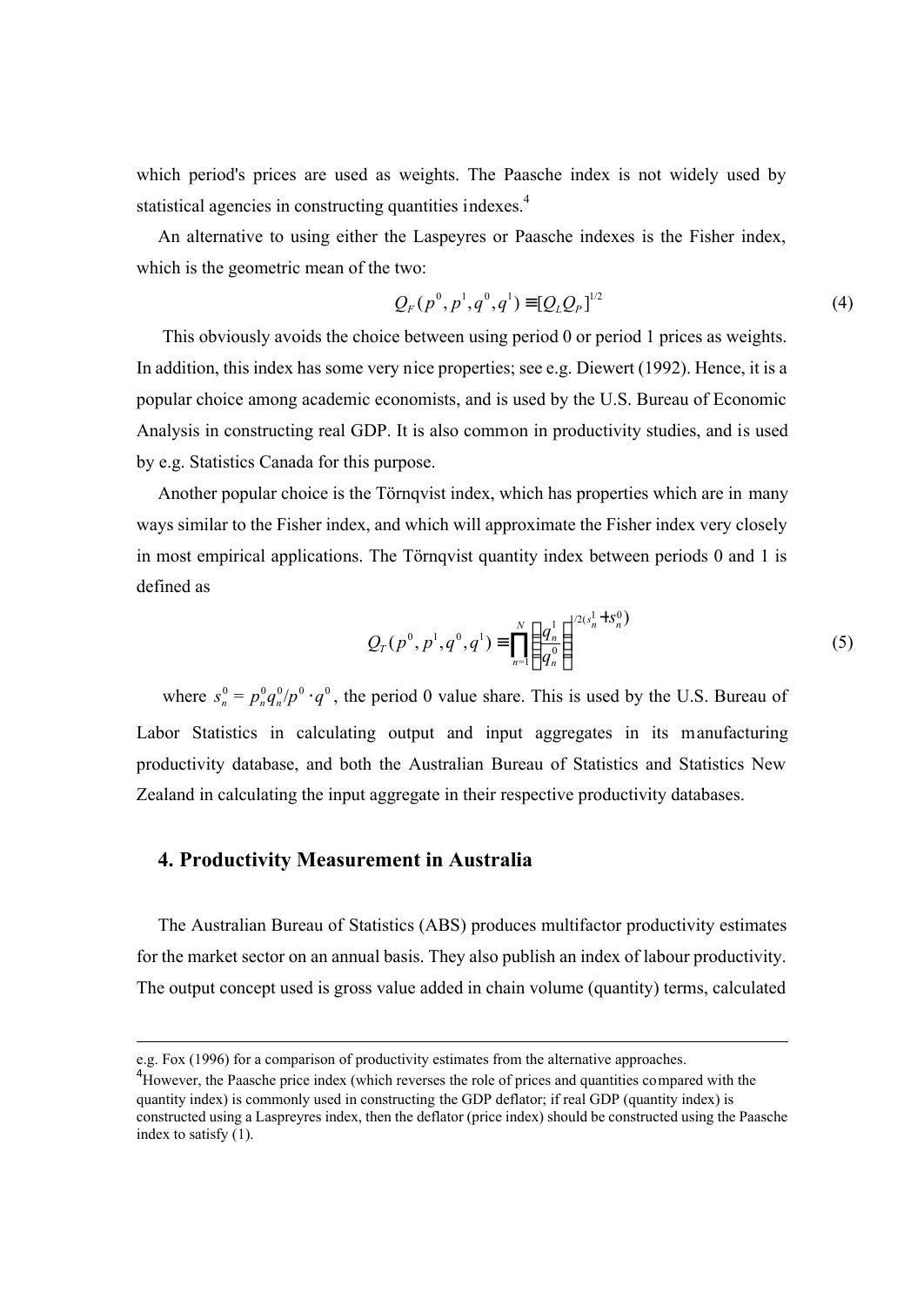which period's prices are used as weights. The Paasche index is not widely used by statistical agencies in constructing quantities indexes.[4]

An alternative to using either the Laspeyres or Paasche indexes is the Fisher index, which is the geometric mean of the two:

$$Q_F(p^0, p^1, q^0, q^1) \equiv [Q_L Q_P]^{1/2} \tag{4}$$

This obviously avoids the choice between using period 0 or period 1 prices as weights. In addition, this index has some very nice properties; see e.g. Diewert (1992). Hence, it is a popular choice among academic economists, and is used by the U.S. Bureau of Economic Analysis in constructing real GDP. It is also common in productivity studies, and is used by e.g. Statistics Canada for this purpose.

Another popular choice is the Törnqvist index, which has properties which are in many ways similar to the Fisher index, and which will approximate the Fisher index very closely in most empirical applications. The Törnqvist quantity index between periods 0 and 1 is defined as

$$Q_T(p^0, p^1, q^0, q^1) \equiv \prod_{n=1}^{N} \left( \frac{q_n^1}{q_n^0} \right)^{1/2(s_n^1 + s_n^0)} \tag{5}$$

where $s_n^0 = p_n^0 q_n^0 / p^0 \cdot q^0$, the period 0 value share. This is used by the U.S. Bureau of Labor Statistics in calculating output and input aggregates in its manufacturing productivity database, and both the Australian Bureau of Statistics and Statistics New Zealand in calculating the input aggregate in their respective productivity databases.

## 4. Productivity Measurement in Australia

The Australian Bureau of Statistics (ABS) produces multifactor productivity estimates for the market sector on an annual basis. They also publish an index of labour productivity. The output concept used is gross value added in chain volume (quantity) terms, calculated

---

e.g. Fox (1996) for a comparison of productivity estimates from the alternative approaches.

[4] However, the Paasche price index (which reverses the role of prices and quantities compared with the quantity index) is commonly used in constructing the GDP deflator; if real GDP (quantity index) is constructed using a Laspreyres index, then the deflator (price index) should be constructed using the Paasche index to satisfy (1).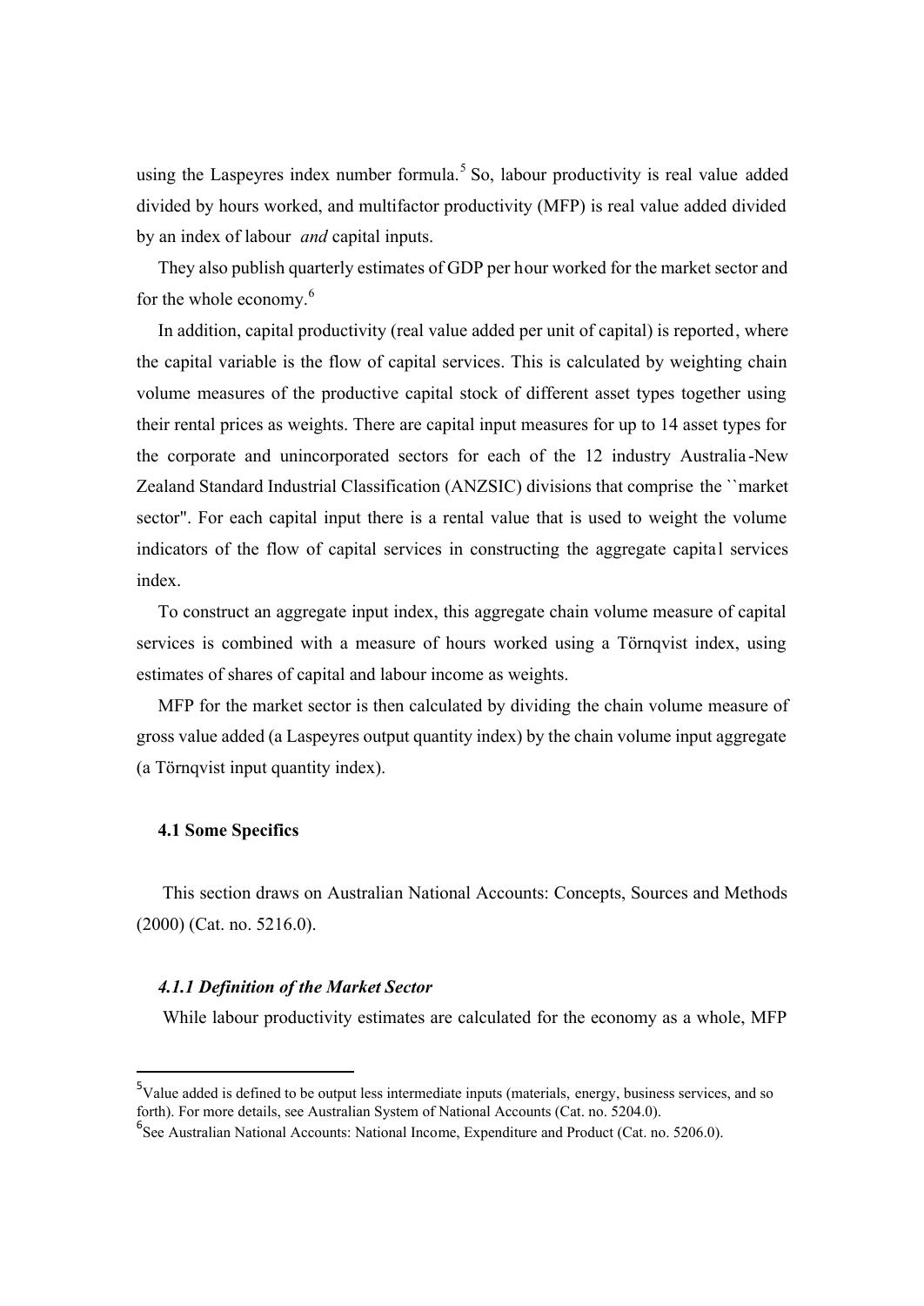using the Laspeyres index number formula.[5] So, labour productivity is real value added divided by hours worked, and multifactor productivity (MFP) is real value added divided by an index of labour *and* capital inputs.

They also publish quarterly estimates of GDP per hour worked for the market sector and for the whole economy.[6]

In addition, capital productivity (real value added per unit of capital) is reported, where the capital variable is the flow of capital services. This is calculated by weighting chain volume measures of the productive capital stock of different asset types together using their rental prices as weights. There are capital input measures for up to 14 asset types for the corporate and unincorporated sectors for each of the 12 industry Australia-New Zealand Standard Industrial Classification (ANZSIC) divisions that comprise the ``market sector''. For each capital input there is a rental value that is used to weight the volume indicators of the flow of capital services in constructing the aggregate capital services index.

To construct an aggregate input index, this aggregate chain volume measure of capital services is combined with a measure of hours worked using a Törnqvist index, using estimates of shares of capital and labour income as weights.

MFP for the market sector is then calculated by dividing the chain volume measure of gross value added (a Laspeyres output quantity index) by the chain volume input aggregate (a Törnqvist input quantity index).

### 4.1 Some Specifics

This section draws on Australian National Accounts: Concepts, Sources and Methods (2000) (Cat. no. 5216.0).

#### *4.1.1 Definition of the Market Sector*

While labour productivity estimates are calculated for the economy as a whole, MFP

---

[5] Value added is defined to be output less intermediate inputs (materials, energy, business services, and so forth). For more details, see Australian System of National Accounts (Cat. no. 5204.0).

[6] See Australian National Accounts: National Income, Expenditure and Product (Cat. no. 5206.0).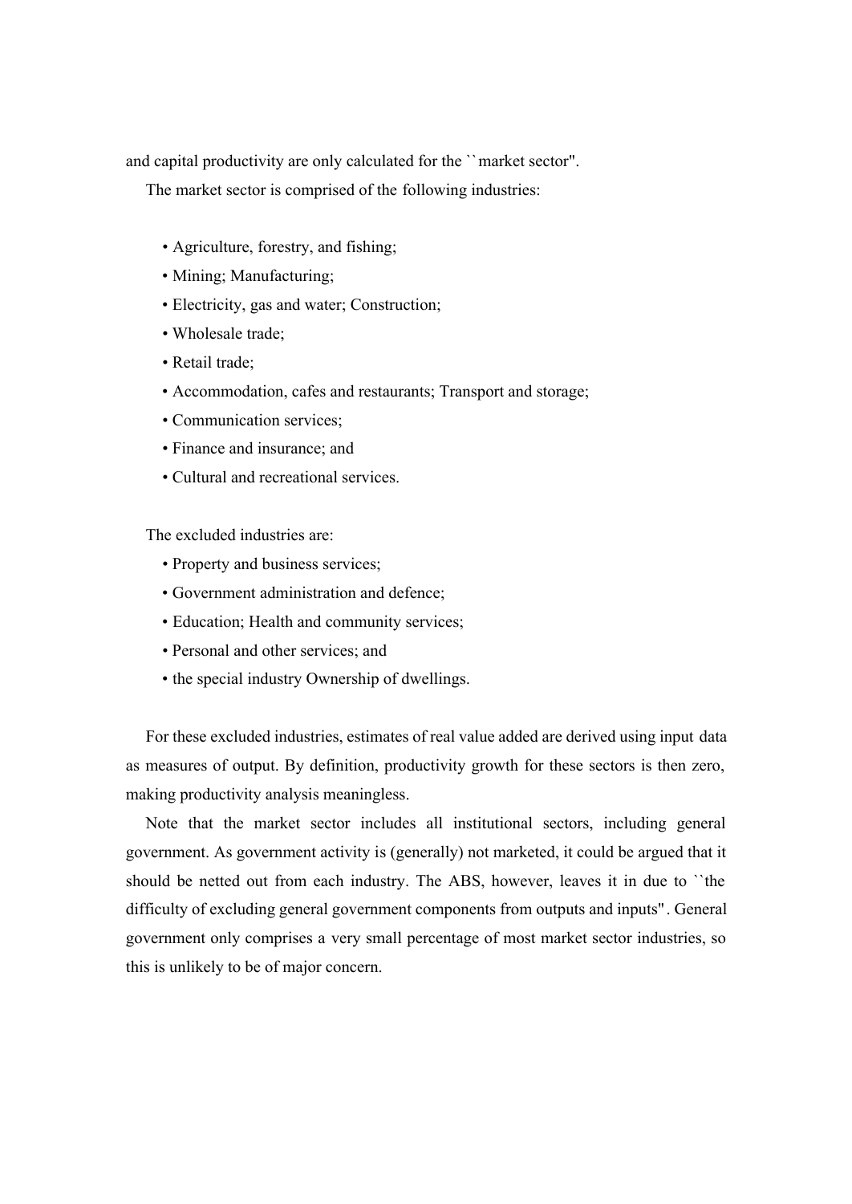and capital productivity are only calculated for the ``market sector''.

The market sector is comprised of the following industries:

- Agriculture, forestry, and fishing;
- Mining; Manufacturing;
- Electricity, gas and water; Construction;
- Wholesale trade;
- Retail trade;
- Accommodation, cafes and restaurants; Transport and storage;
- Communication services;
- Finance and insurance; and
- Cultural and recreational services.

The excluded industries are:

- Property and business services;
- Government administration and defence;
- Education; Health and community services;
- Personal and other services; and
- the special industry Ownership of dwellings.

For these excluded industries, estimates of real value added are derived using input data as measures of output. By definition, productivity growth for these sectors is then zero, making productivity analysis meaningless.

Note that the market sector includes all institutional sectors, including general government. As government activity is (generally) not marketed, it could be argued that it should be netted out from each industry. The ABS, however, leaves it in due to ``the difficulty of excluding general government components from outputs and inputs''. General government only comprises a very small percentage of most market sector industries, so this is unlikely to be of major concern.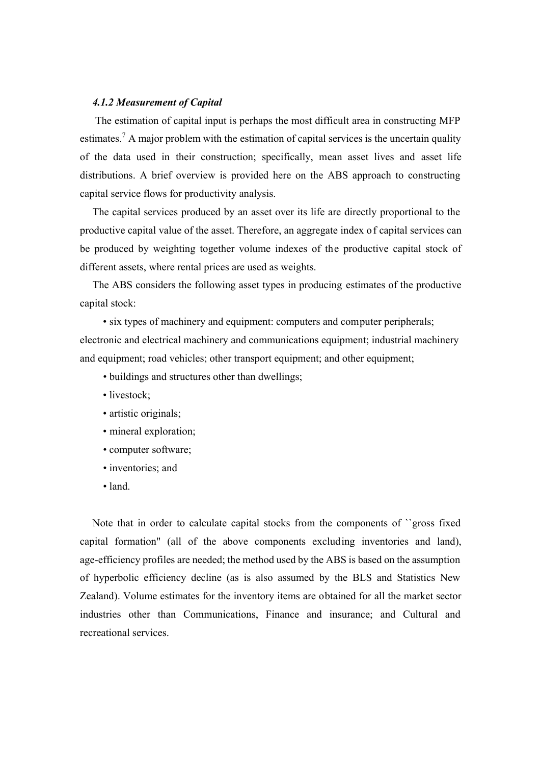### *4.1.2 Measurement of Capital*

The estimation of capital input is perhaps the most difficult area in constructing MFP estimates.[7] A major problem with the estimation of capital services is the uncertain quality of the data used in their construction; specifically, mean asset lives and asset life distributions. A brief overview is provided here on the ABS approach to constructing capital service flows for productivity analysis.

The capital services produced by an asset over its life are directly proportional to the productive capital value of the asset. Therefore, an aggregate index of capital services can be produced by weighting together volume indexes of the productive capital stock of different assets, where rental prices are used as weights.

The ABS considers the following asset types in producing estimates of the productive capital stock:

- six types of machinery and equipment: computers and computer peripherals; electronic and electrical machinery and communications equipment; industrial machinery and equipment; road vehicles; other transport equipment; and other equipment;
- buildings and structures other than dwellings;
- livestock;
- artistic originals;
- mineral exploration;
- computer software;
- inventories; and
- land.

Note that in order to calculate capital stocks from the components of ``gross fixed capital formation" (all of the above components excluding inventories and land), age-efficiency profiles are needed; the method used by the ABS is based on the assumption of hyperbolic efficiency decline (as is also assumed by the BLS and Statistics New Zealand). Volume estimates for the inventory items are obtained for all the market sector industries other than Communications, Finance and insurance; and Cultural and recreational services.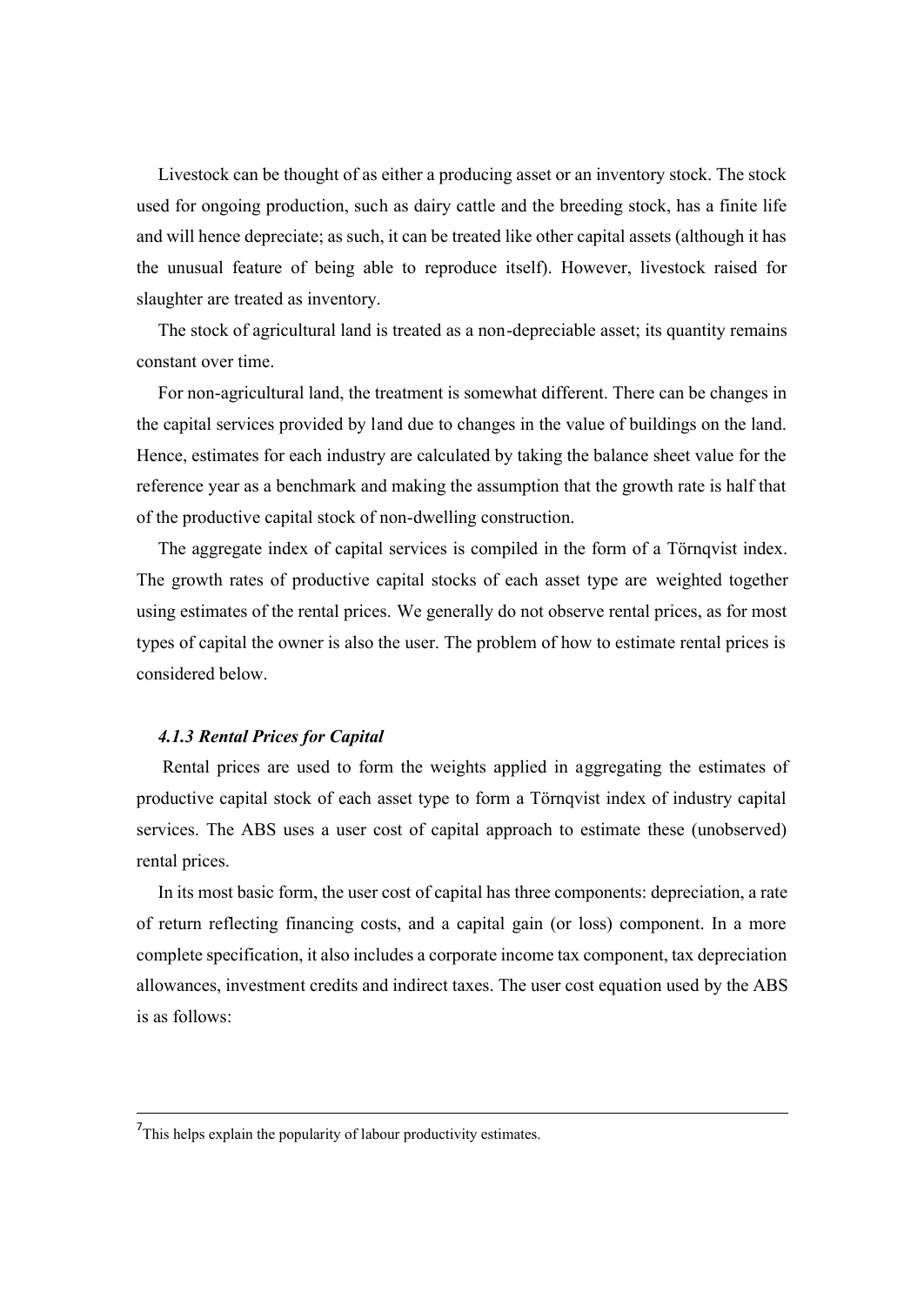Livestock can be thought of as either a producing asset or an inventory stock. The stock used for ongoing production, such as dairy cattle and the breeding stock, has a finite life and will hence depreciate; as such, it can be treated like other capital assets (although it has the unusual feature of being able to reproduce itself). However, livestock raised for slaughter are treated as inventory.

The stock of agricultural land is treated as a non-depreciable asset; its quantity remains constant over time.

For non-agricultural land, the treatment is somewhat different. There can be changes in the capital services provided by land due to changes in the value of buildings on the land. Hence, estimates for each industry are calculated by taking the balance sheet value for the reference year as a benchmark and making the assumption that the growth rate is half that of the productive capital stock of non-dwelling construction.

The aggregate index of capital services is compiled in the form of a Törnqvist index. The growth rates of productive capital stocks of each asset type are weighted together using estimates of the rental prices. We generally do not observe rental prices, as for most types of capital the owner is also the user. The problem of how to estimate rental prices is considered below.

#### *4.1.3 Rental Prices for Capital*

Rental prices are used to form the weights applied in aggregating the estimates of productive capital stock of each asset type to form a Törnqvist index of industry capital services. The ABS uses a user cost of capital approach to estimate these (unobserved) rental prices.

In its most basic form, the user cost of capital has three components: depreciation, a rate of return reflecting financing costs, and a capital gain (or loss) component. In a more complete specification, it also includes a corporate income tax component, tax depreciation allowances, investment credits and indirect taxes. The user cost equation used by the ABS is as follows:

---

[7] This helps explain the popularity of labour productivity estimates.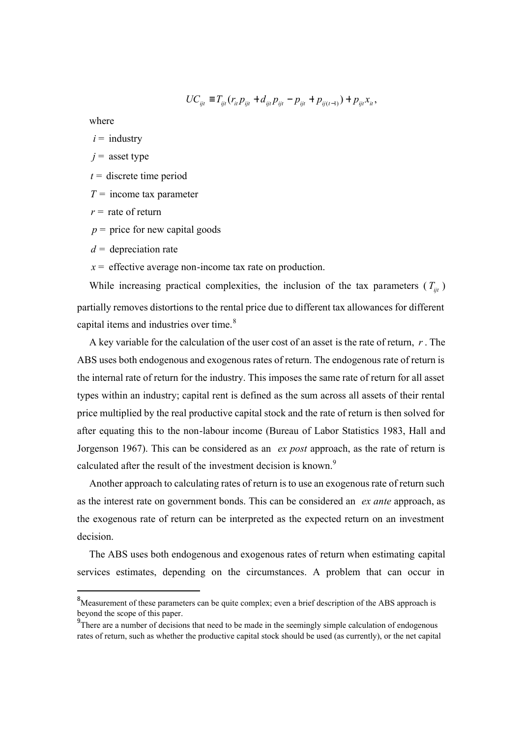$$UC_{ijt} \equiv T_{ijt}(r_{it}p_{ijt} + d_{ijt}p_{ijt} - p_{ijt} + p_{ij(t-1)}) + p_{ijt}x_{it},$$

where

$i =$ industry

$j =$ asset type

$t =$ discrete time period

$T =$ income tax parameter

$r =$ rate of return

$p =$ price for new capital goods

$d =$ depreciation rate

$x =$ effective average non-income tax rate on production.

While increasing practical complexities, the inclusion of the tax parameters ($T_{ijt}$) partially removes distortions to the rental price due to different tax allowances for different capital items and industries over time.[8]

A key variable for the calculation of the user cost of an asset is the rate of return, $r$. The ABS uses both endogenous and exogenous rates of return. The endogenous rate of return is the internal rate of return for the industry. This imposes the same rate of return for all asset types within an industry; capital rent is defined as the sum across all assets of their rental price multiplied by the real productive capital stock and the rate of return is then solved for after equating this to the non-labour income (Bureau of Labor Statistics 1983, Hall and Jorgenson 1967). This can be considered as an *ex post* approach, as the rate of return is calculated after the result of the investment decision is known.[9]

Another approach to calculating rates of return is to use an exogenous rate of return such as the interest rate on government bonds. This can be considered an *ex ante* approach, as the exogenous rate of return can be interpreted as the expected return on an investment decision.

The ABS uses both endogenous and exogenous rates of return when estimating capital services estimates, depending on the circumstances. A problem that can occur in

---

[8] Measurement of these parameters can be quite complex; even a brief description of the ABS approach is beyond the scope of this paper.

[9] There are a number of decisions that need to be made in the seemingly simple calculation of endogenous rates of return, such as whether the productive capital stock should be used (as currently), or the net capital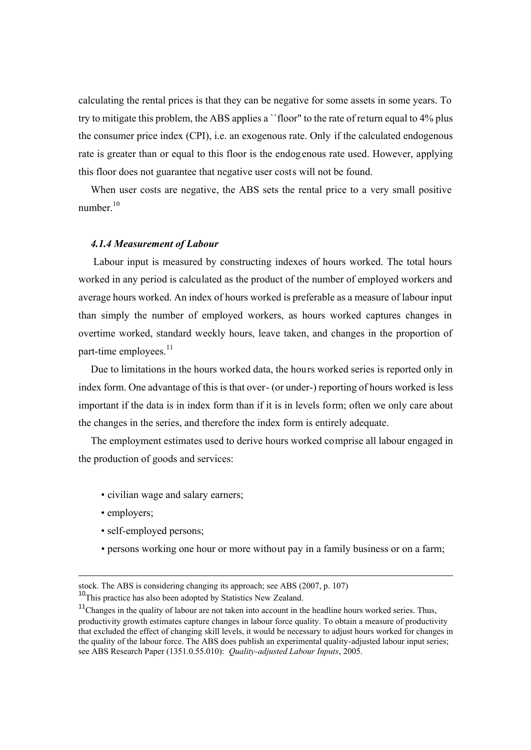calculating the rental prices is that they can be negative for some assets in some years. To try to mitigate this problem, the ABS applies a ``floor'' to the rate of return equal to 4% plus the consumer price index (CPI), i.e. an exogenous rate. Only if the calculated endogenous rate is greater than or equal to this floor is the endogenous rate used. However, applying this floor does not guarantee that negative user costs will not be found.

When user costs are negative, the ABS sets the rental price to a very small positive number.[10]

#### *4.1.4 Measurement of Labour*

Labour input is measured by constructing indexes of hours worked. The total hours worked in any period is calculated as the product of the number of employed workers and average hours worked. An index of hours worked is preferable as a measure of labour input than simply the number of employed workers, as hours worked captures changes in overtime worked, standard weekly hours, leave taken, and changes in the proportion of part-time employees.[11]

Due to limitations in the hours worked data, the hours worked series is reported only in index form. One advantage of this is that over- (or under-) reporting of hours worked is less important if the data is in index form than if it is in levels form; often we only care about the changes in the series, and therefore the index form is entirely adequate.

The employment estimates used to derive hours worked comprise all labour engaged in the production of goods and services:

- civilian wage and salary earners;
- employers;
- self-employed persons;
- persons working one hour or more without pay in a family business or on a farm;

---

stock. The ABS is considering changing its approach; see ABS (2007, p. 107)

[10] This practice has also been adopted by Statistics New Zealand.

[11] Changes in the quality of labour are not taken into account in the headline hours worked series. Thus, productivity growth estimates capture changes in labour force quality. To obtain a measure of productivity that excluded the effect of changing skill levels, it would be necessary to adjust hours worked for changes in the quality of the labour force. The ABS does publish an experimental quality-adjusted labour input series; see ABS Research Paper (1351.0.55.010): *Quality-adjusted Labour Inputs*, 2005.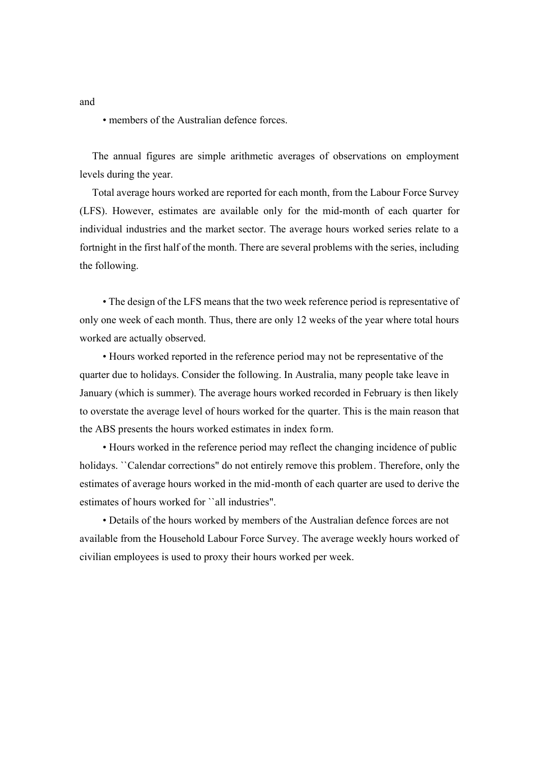and

- members of the Australian defence forces.

The annual figures are simple arithmetic averages of observations on employment levels during the year.

Total average hours worked are reported for each month, from the Labour Force Survey (LFS). However, estimates are available only for the mid-month of each quarter for individual industries and the market sector. The average hours worked series relate to a fortnight in the first half of the month. There are several problems with the series, including the following.

- The design of the LFS means that the two week reference period is representative of only one week of each month. Thus, there are only 12 weeks of the year where total hours worked are actually observed.
- Hours worked reported in the reference period may not be representative of the quarter due to holidays. Consider the following. In Australia, many people take leave in January (which is summer). The average hours worked recorded in February is then likely to overstate the average level of hours worked for the quarter. This is the main reason that the ABS presents the hours worked estimates in index form.
- Hours worked in the reference period may reflect the changing incidence of public holidays. ``Calendar corrections'' do not entirely remove this problem. Therefore, only the estimates of average hours worked in the mid-month of each quarter are used to derive the estimates of hours worked for ``all industries''.
- Details of the hours worked by members of the Australian defence forces are not available from the Household Labour Force Survey. The average weekly hours worked of civilian employees is used to proxy their hours worked per week.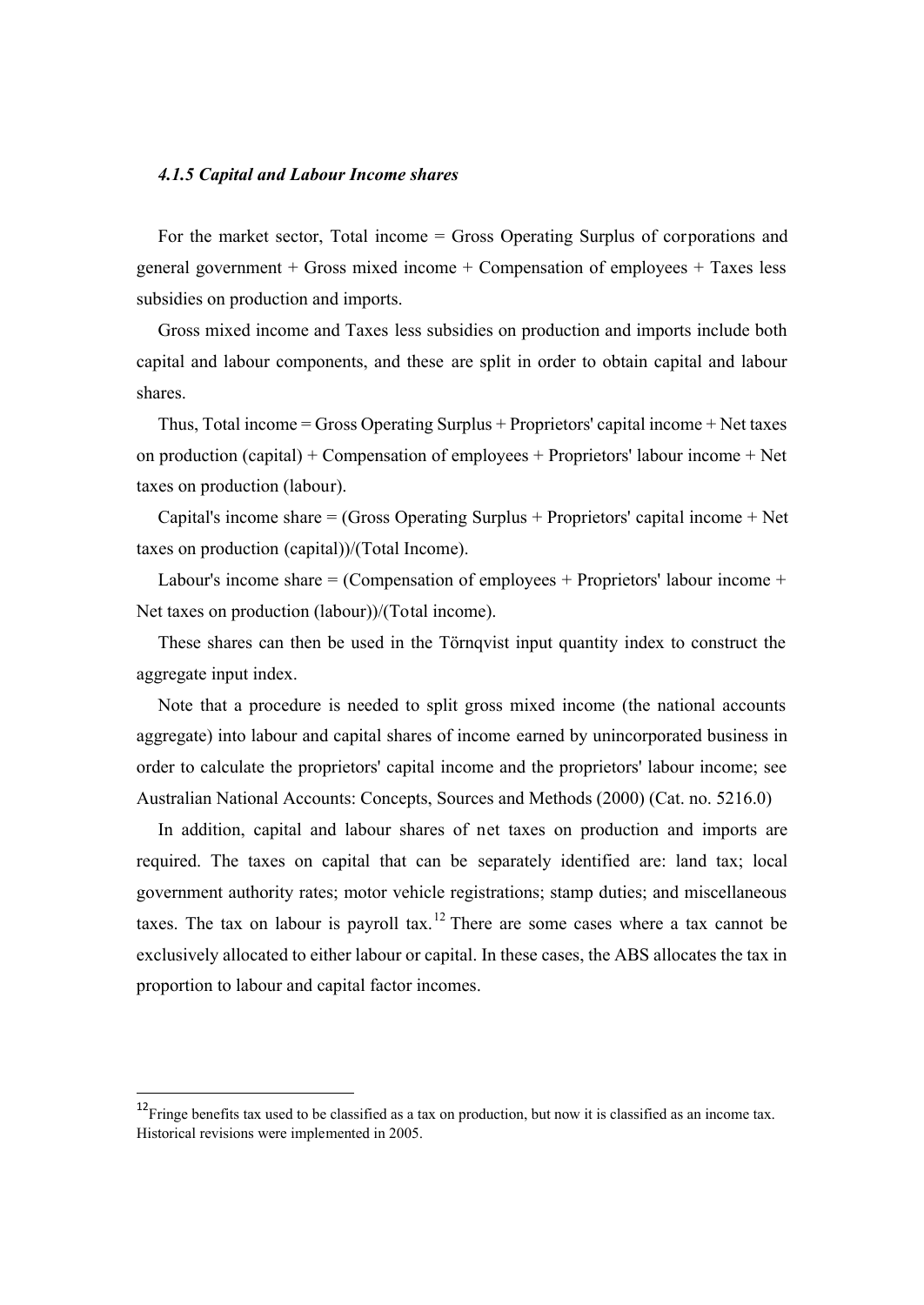#### *4.1.5 Capital and Labour Income shares*

For the market sector, Total income = Gross Operating Surplus of corporations and general government + Gross mixed income + Compensation of employees + Taxes less subsidies on production and imports.

Gross mixed income and Taxes less subsidies on production and imports include both capital and labour components, and these are split in order to obtain capital and labour shares.

Thus, Total income = Gross Operating Surplus + Proprietors' capital income + Net taxes on production (capital) + Compensation of employees + Proprietors' labour income + Net taxes on production (labour).

Capital's income share = (Gross Operating Surplus + Proprietors' capital income + Net taxes on production (capital))/(Total Income).

Labour's income share = (Compensation of employees + Proprietors' labour income + Net taxes on production (labour))/(Total income).

These shares can then be used in the Törnqvist input quantity index to construct the aggregate input index.

Note that a procedure is needed to split gross mixed income (the national accounts aggregate) into labour and capital shares of income earned by unincorporated business in order to calculate the proprietors' capital income and the proprietors' labour income; see Australian National Accounts: Concepts, Sources and Methods (2000) (Cat. no. 5216.0)

In addition, capital and labour shares of net taxes on production and imports are required. The taxes on capital that can be separately identified are: land tax; local government authority rates; motor vehicle registrations; stamp duties; and miscellaneous taxes. The tax on labour is payroll tax.[12] There are some cases where a tax cannot be exclusively allocated to either labour or capital. In these cases, the ABS allocates the tax in proportion to labour and capital factor incomes.

---

[12] Fringe benefits tax used to be classified as a tax on production, but now it is classified as an income tax. Historical revisions were implemented in 2005.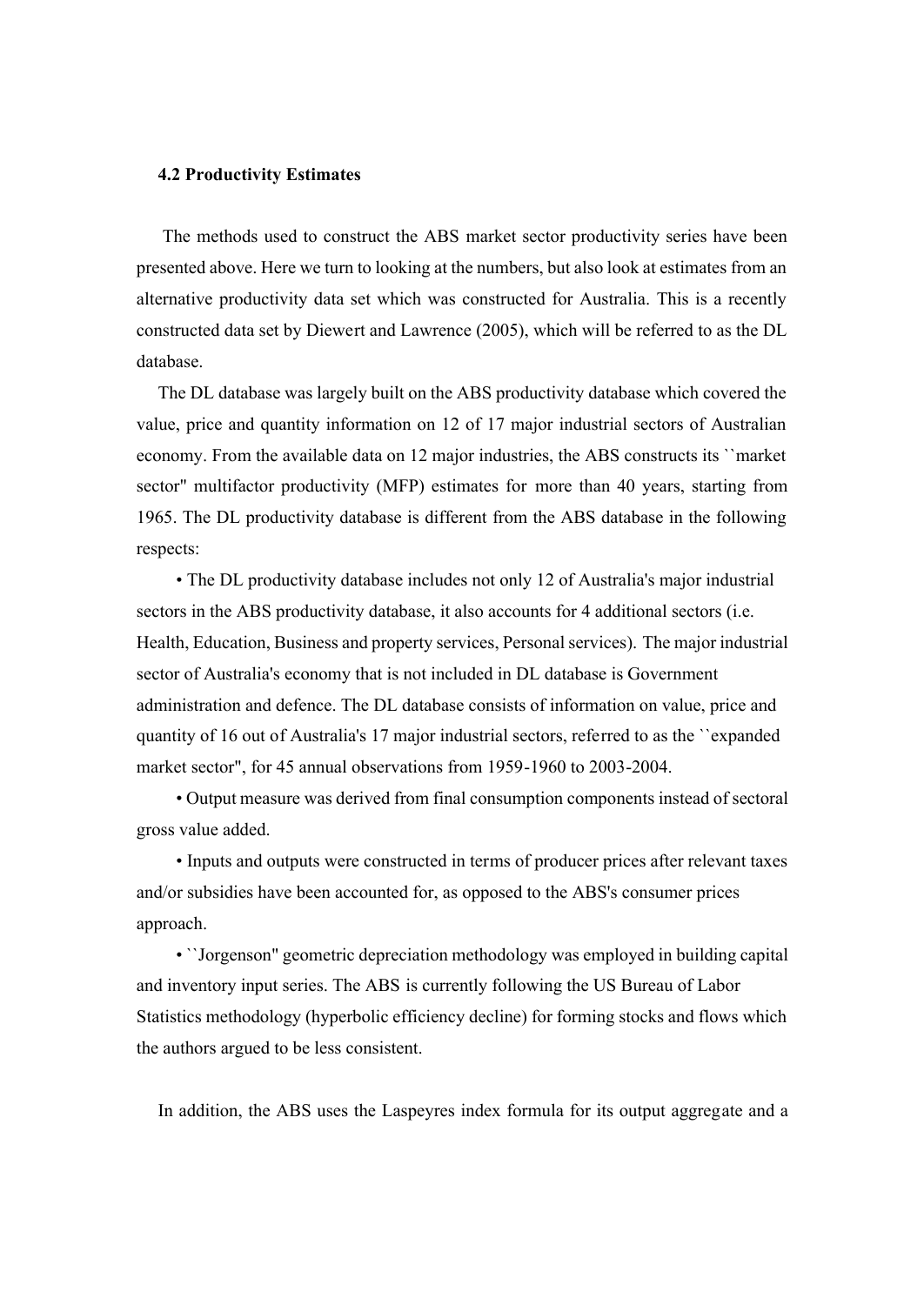### 4.2 Productivity Estimates

The methods used to construct the ABS market sector productivity series have been presented above. Here we turn to looking at the numbers, but also look at estimates from an alternative productivity data set which was constructed for Australia. This is a recently constructed data set by Diewert and Lawrence (2005), which will be referred to as the DL database.

The DL database was largely built on the ABS productivity database which covered the value, price and quantity information on 12 of 17 major industrial sectors of Australian economy. From the available data on 12 major industries, the ABS constructs its ``market sector'' multifactor productivity (MFP) estimates for more than 40 years, starting from 1965. The DL productivity database is different from the ABS database in the following respects:

- The DL productivity database includes not only 12 of Australia's major industrial sectors in the ABS productivity database, it also accounts for 4 additional sectors (i.e. Health, Education, Business and property services, Personal services). The major industrial sector of Australia's economy that is not included in DL database is Government administration and defence. The DL database consists of information on value, price and quantity of 16 out of Australia's 17 major industrial sectors, referred to as the ``expanded market sector'', for 45 annual observations from 1959-1960 to 2003-2004.
- Output measure was derived from final consumption components instead of sectoral gross value added.
- Inputs and outputs were constructed in terms of producer prices after relevant taxes and/or subsidies have been accounted for, as opposed to the ABS's consumer prices approach.
- ``Jorgenson'' geometric depreciation methodology was employed in building capital and inventory input series. The ABS is currently following the US Bureau of Labor Statistics methodology (hyperbolic efficiency decline) for forming stocks and flows which the authors argued to be less consistent.

In addition, the ABS uses the Laspeyres index formula for its output aggregate and a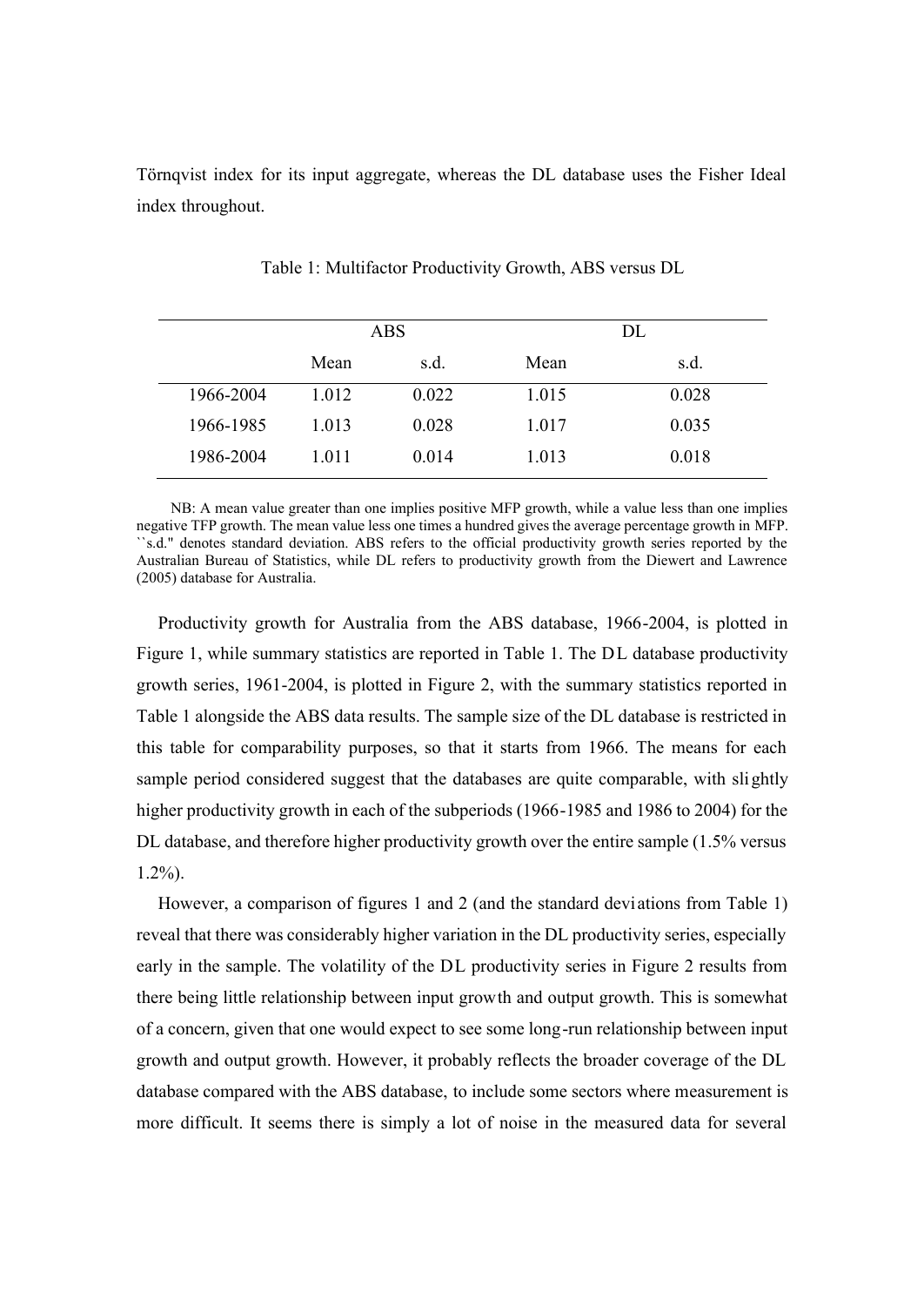Törnqvist index for its input aggregate, whereas the DL database uses the Fisher Ideal index throughout.

Table 1: Multifactor Productivity Growth, ABS versus DL

| | ABS | | DL | |
|---|---|---|---|---|
| | Mean | s.d. | Mean | s.d. |
| 1966-2004 | 1.012 | 0.022 | 1.015 | 0.028 |
| 1966-1985 | 1.013 | 0.028 | 1.017 | 0.035 |
| 1986-2004 | 1.011 | 0.014 | 1.013 | 0.018 |

NB: A mean value greater than one implies positive MFP growth, while a value less than one implies negative TFP growth. The mean value less one times a hundred gives the average percentage growth in MFP. ``s.d.'' denotes standard deviation. ABS refers to the official productivity growth series reported by the Australian Bureau of Statistics, while DL refers to productivity growth from the Diewert and Lawrence (2005) database for Australia.

Productivity growth for Australia from the ABS database, 1966-2004, is plotted in Figure 1, while summary statistics are reported in Table 1. The DL database productivity growth series, 1961-2004, is plotted in Figure 2, with the summary statistics reported in Table 1 alongside the ABS data results. The sample size of the DL database is restricted in this table for comparability purposes, so that it starts from 1966. The means for each sample period considered suggest that the databases are quite comparable, with slightly higher productivity growth in each of the subperiods (1966-1985 and 1986 to 2004) for the DL database, and therefore higher productivity growth over the entire sample (1.5% versus 1.2%).

However, a comparison of figures 1 and 2 (and the standard deviations from Table 1) reveal that there was considerably higher variation in the DL productivity series, especially early in the sample. The volatility of the DL productivity series in Figure 2 results from there being little relationship between input growth and output growth. This is somewhat of a concern, given that one would expect to see some long-run relationship between input growth and output growth. However, it probably reflects the broader coverage of the DL database compared with the ABS database, to include some sectors where measurement is more difficult. It seems there is simply a lot of noise in the measured data for several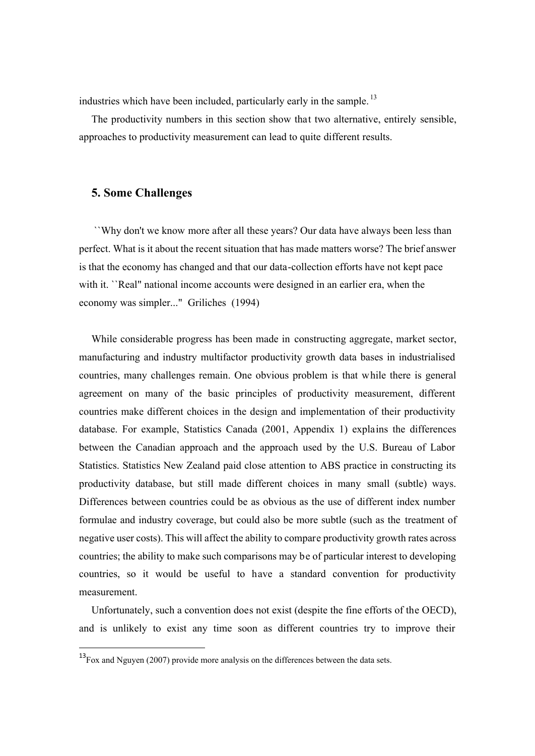industries which have been included, particularly early in the sample.[13]

The productivity numbers in this section show that two alternative, entirely sensible, approaches to productivity measurement can lead to quite different results.

## 5. Some Challenges

``Why don't we know more after all these years? Our data have always been less than perfect. What is it about the recent situation that has made matters worse? The brief answer is that the economy has changed and that our data-collection efforts have not kept pace with it. ``Real'' national income accounts were designed in an earlier era, when the economy was simpler...'' Griliches (1994)

While considerable progress has been made in constructing aggregate, market sector, manufacturing and industry multifactor productivity growth data bases in industrialised countries, many challenges remain. One obvious problem is that while there is general agreement on many of the basic principles of productivity measurement, different countries make different choices in the design and implementation of their productivity database. For example, Statistics Canada (2001, Appendix 1) explains the differences between the Canadian approach and the approach used by the U.S. Bureau of Labor Statistics. Statistics New Zealand paid close attention to ABS practice in constructing its productivity database, but still made different choices in many small (subtle) ways. Differences between countries could be as obvious as the use of different index number formulae and industry coverage, but could also be more subtle (such as the treatment of negative user costs). This will affect the ability to compare productivity growth rates across countries; the ability to make such comparisons may be of particular interest to developing countries, so it would be useful to have a standard convention for productivity measurement.

Unfortunately, such a convention does not exist (despite the fine efforts of the OECD), and is unlikely to exist any time soon as different countries try to improve their

---

[13] Fox and Nguyen (2007) provide more analysis on the differences between the data sets.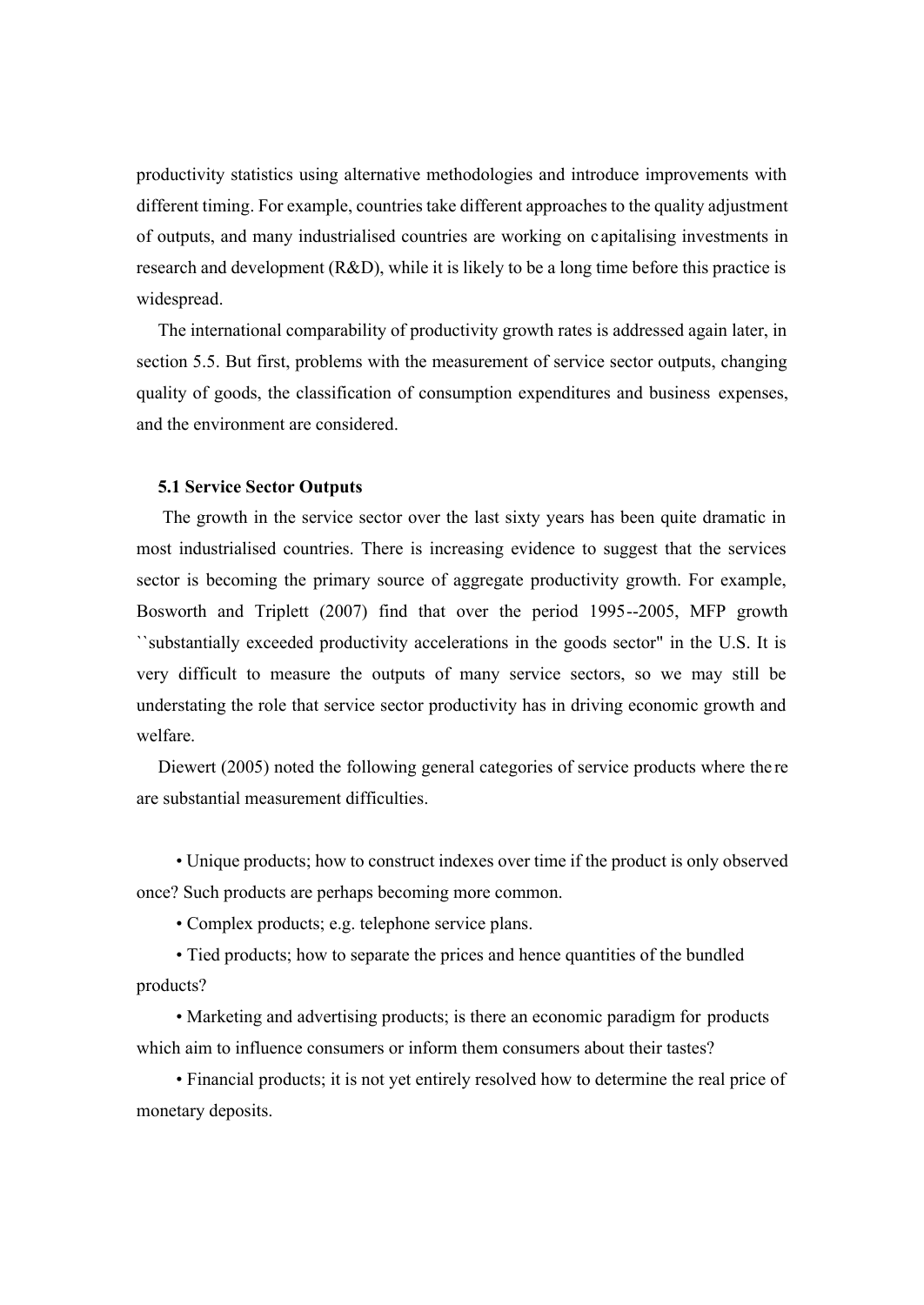productivity statistics using alternative methodologies and introduce improvements with different timing. For example, countries take different approaches to the quality adjustment of outputs, and many industrialised countries are working on capitalising investments in research and development (R&D), while it is likely to be a long time before this practice is widespread.

The international comparability of productivity growth rates is addressed again later, in section 5.5. But first, problems with the measurement of service sector outputs, changing quality of goods, the classification of consumption expenditures and business expenses, and the environment are considered.

### 5.1 Service Sector Outputs

The growth in the service sector over the last sixty years has been quite dramatic in most industrialised countries. There is increasing evidence to suggest that the services sector is becoming the primary source of aggregate productivity growth. For example, Bosworth and Triplett (2007) find that over the period 1995--2005, MFP growth ``substantially exceeded productivity accelerations in the goods sector'' in the U.S. It is very difficult to measure the outputs of many service sectors, so we may still be understating the role that service sector productivity has in driving economic growth and welfare.

Diewert (2005) noted the following general categories of service products where there are substantial measurement difficulties.

- Unique products; how to construct indexes over time if the product is only observed once? Such products are perhaps becoming more common.
- Complex products; e.g. telephone service plans.
- Tied products; how to separate the prices and hence quantities of the bundled products?
- Marketing and advertising products; is there an economic paradigm for products which aim to influence consumers or inform them consumers about their tastes?
- Financial products; it is not yet entirely resolved how to determine the real price of monetary deposits.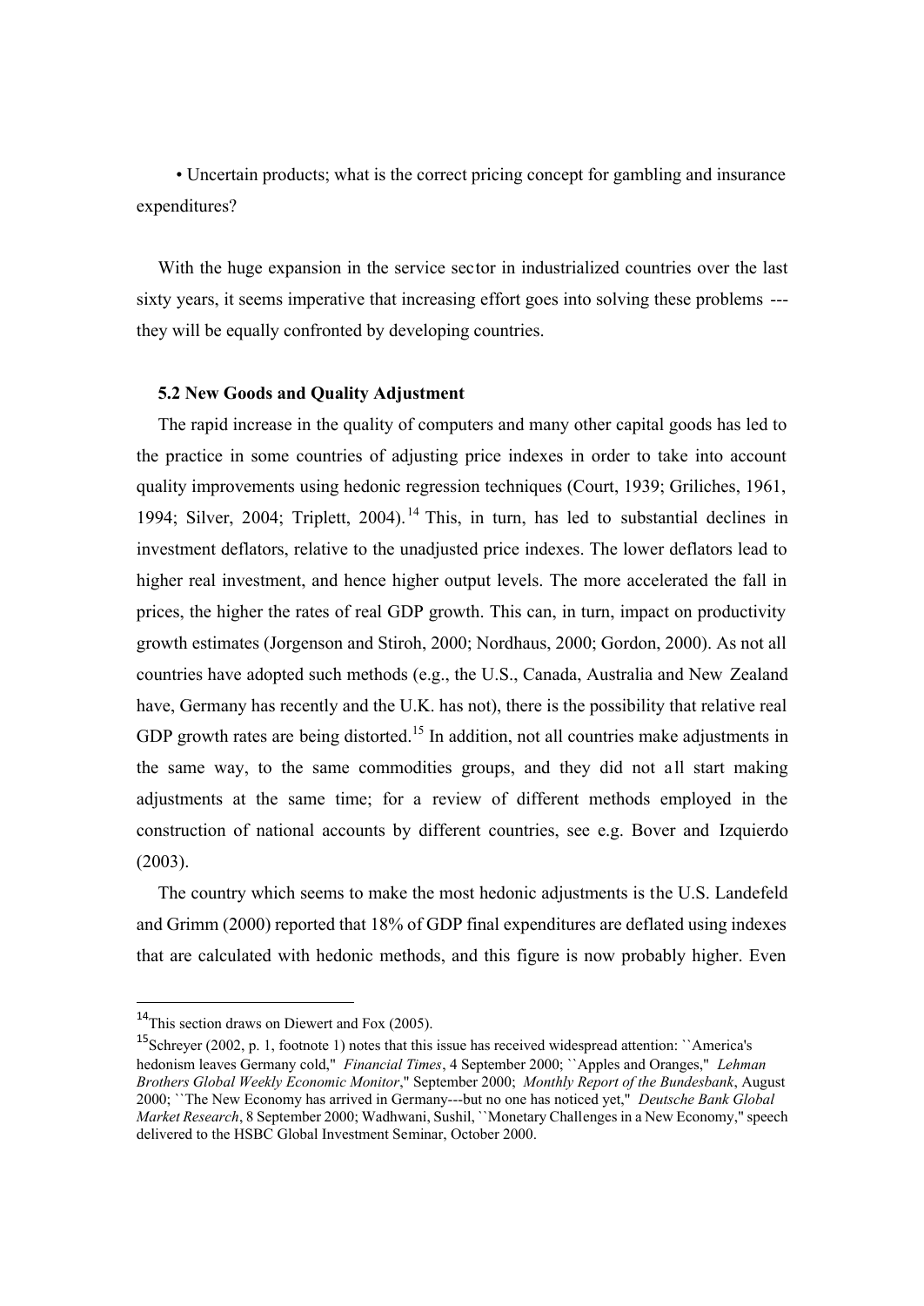• Uncertain products; what is the correct pricing concept for gambling and insurance expenditures?

With the huge expansion in the service sector in industrialized countries over the last sixty years, it seems imperative that increasing effort goes into solving these problems --- they will be equally confronted by developing countries.

### 5.2 New Goods and Quality Adjustment

The rapid increase in the quality of computers and many other capital goods has led to the practice in some countries of adjusting price indexes in order to take into account quality improvements using hedonic regression techniques (Court, 1939; Griliches, 1961, 1994; Silver, 2004; Triplett, 2004).[14] This, in turn, has led to substantial declines in investment deflators, relative to the unadjusted price indexes. The lower deflators lead to higher real investment, and hence higher output levels. The more accelerated the fall in prices, the higher the rates of real GDP growth. This can, in turn, impact on productivity growth estimates (Jorgenson and Stiroh, 2000; Nordhaus, 2000; Gordon, 2000). As not all countries have adopted such methods (e.g., the U.S., Canada, Australia and New Zealand have, Germany has recently and the U.K. has not), there is the possibility that relative real GDP growth rates are being distorted.[15] In addition, not all countries make adjustments in the same way, to the same commodities groups, and they did not all start making adjustments at the same time; for a review of different methods employed in the construction of national accounts by different countries, see e.g. Bover and Izquierdo (2003).

The country which seems to make the most hedonic adjustments is the U.S. Landefeld and Grimm (2000) reported that 18% of GDP final expenditures are deflated using indexes that are calculated with hedonic methods, and this figure is now probably higher. Even

---

[14] This section draws on Diewert and Fox (2005).

[15] Schreyer (2002, p. 1, footnote 1) notes that this issue has received widespread attention: ``America's hedonism leaves Germany cold,'' *Financial Times*, 4 September 2000; ``Apples and Oranges,'' *Lehman Brothers Global Weekly Economic Monitor*,'' September 2000; *Monthly Report of the Bundesbank*, August 2000; ``The New Economy has arrived in Germany---but no one has noticed yet,'' *Deutsche Bank Global Market Research*, 8 September 2000; Wadhwani, Sushil, ``Monetary Challenges in a New Economy,'' speech delivered to the HSBC Global Investment Seminar, October 2000.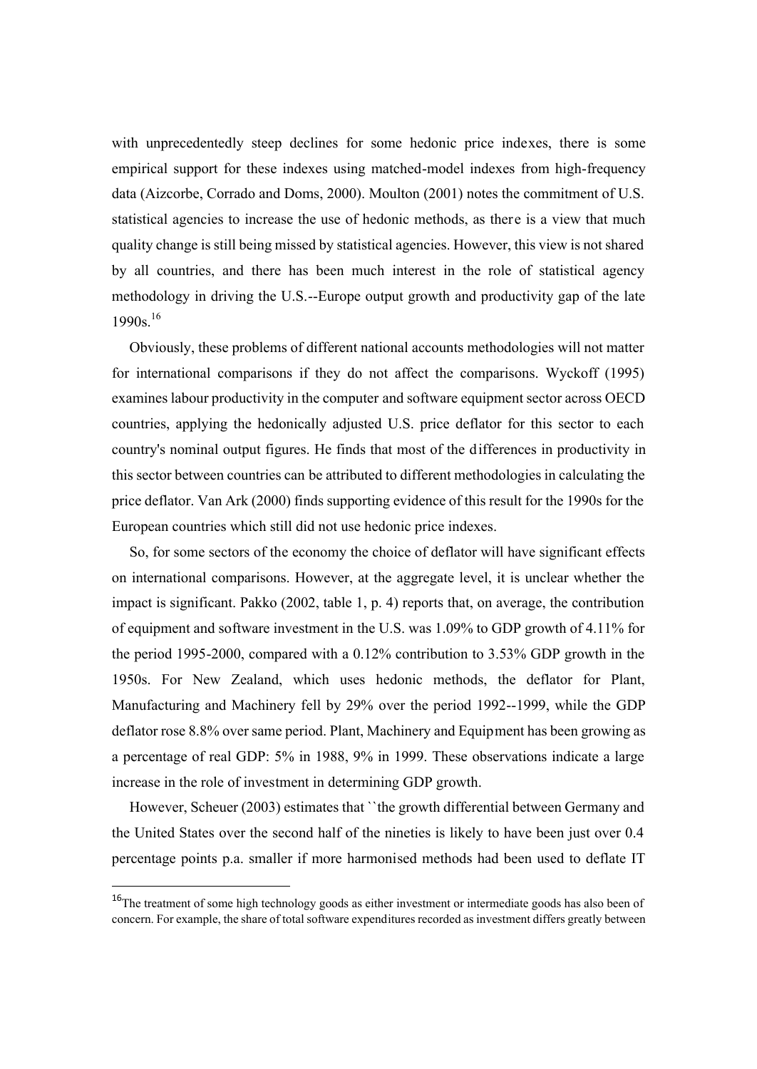with unprecedentedly steep declines for some hedonic price indexes, there is some empirical support for these indexes using matched-model indexes from high-frequency data (Aizcorbe, Corrado and Doms, 2000). Moulton (2001) notes the commitment of U.S. statistical agencies to increase the use of hedonic methods, as there is a view that much quality change is still being missed by statistical agencies. However, this view is not shared by all countries, and there has been much interest in the role of statistical agency methodology in driving the U.S.--Europe output growth and productivity gap of the late 1990s.[16]

Obviously, these problems of different national accounts methodologies will not matter for international comparisons if they do not affect the comparisons. Wyckoff (1995) examines labour productivity in the computer and software equipment sector across OECD countries, applying the hedonically adjusted U.S. price deflator for this sector to each country's nominal output figures. He finds that most of the differences in productivity in this sector between countries can be attributed to different methodologies in calculating the price deflator. Van Ark (2000) finds supporting evidence of this result for the 1990s for the European countries which still did not use hedonic price indexes.

So, for some sectors of the economy the choice of deflator will have significant effects on international comparisons. However, at the aggregate level, it is unclear whether the impact is significant. Pakko (2002, table 1, p. 4) reports that, on average, the contribution of equipment and software investment in the U.S. was 1.09% to GDP growth of 4.11% for the period 1995-2000, compared with a 0.12% contribution to 3.53% GDP growth in the 1950s. For New Zealand, which uses hedonic methods, the deflator for Plant, Manufacturing and Machinery fell by 29% over the period 1992--1999, while the GDP deflator rose 8.8% over same period. Plant, Machinery and Equipment has been growing as a percentage of real GDP: 5% in 1988, 9% in 1999. These observations indicate a large increase in the role of investment in determining GDP growth.

However, Scheuer (2003) estimates that ``the growth differential between Germany and the United States over the second half of the nineties is likely to have been just over 0.4 percentage points p.a. smaller if more harmonised methods had been used to deflate IT

[16] The treatment of some high technology goods as either investment or intermediate goods has also been of concern. For example, the share of total software expenditures recorded as investment differs greatly between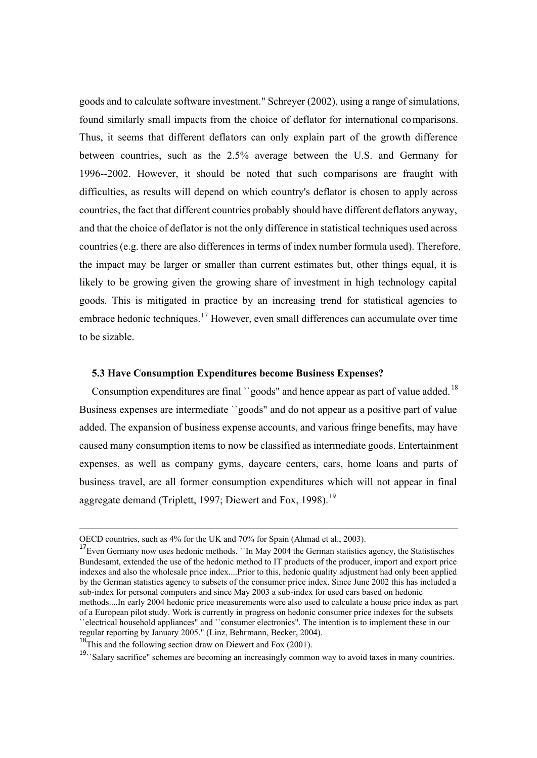goods and to calculate software investment." Schreyer (2002), using a range of simulations, found similarly small impacts from the choice of deflator for international comparisons. Thus, it seems that different deflators can only explain part of the growth difference between countries, such as the 2.5% average between the U.S. and Germany for 1996--2002. However, it should be noted that such comparisons are fraught with difficulties, as results will depend on which country's deflator is chosen to apply across countries, the fact that different countries probably should have different deflators anyway, and that the choice of deflator is not the only difference in statistical techniques used across countries (e.g. there are also differences in terms of index number formula used). Therefore, the impact may be larger or smaller than current estimates but, other things equal, it is likely to be growing given the growing share of investment in high technology capital goods. This is mitigated in practice by an increasing trend for statistical agencies to embrace hedonic techniques.[17] However, even small differences can accumulate over time to be sizable.

### 5.3 Have Consumption Expenditures become Business Expenses?

Consumption expenditures are final ``goods'' and hence appear as part of value added.[18] Business expenses are intermediate ``goods'' and do not appear as a positive part of value added. The expansion of business expense accounts, and various fringe benefits, may have caused many consumption items to now be classified as intermediate goods. Entertainment expenses, as well as company gyms, daycare centers, cars, home loans and parts of business travel, are all former consumption expenditures which will not appear in final aggregate demand (Triplett, 1997; Diewert and Fox, 1998).[19]

---

OECD countries, such as 4% for the UK and 70% for Spain (Ahmad et al., 2003).

[17] Even Germany now uses hedonic methods. ``In May 2004 the German statistics agency, the Statistisches Bundesamt, extended the use of the hedonic method to IT products of the producer, import and export price indexes and also the wholesale price index....Prior to this, hedonic quality adjustment had only been applied by the German statistics agency to subsets of the consumer price index. Since June 2002 this has included a sub-index for personal computers and since May 2003 a sub-index for used cars based on hedonic methods....In early 2004 hedonic price measurements were also used to calculate a house price index as part of a European pilot study. Work is currently in progress on hedonic consumer price indexes for the subsets ``electrical household appliances'' and ``consumer electronics''. The intention is to implement these in our regular reporting by January 2005." (Linz, Behrmann, Becker, 2004).

[18] This and the following section draw on Diewert and Fox (2001).

[19] ``Salary sacrifice'' schemes are becoming an increasingly common way to avoid taxes in many countries.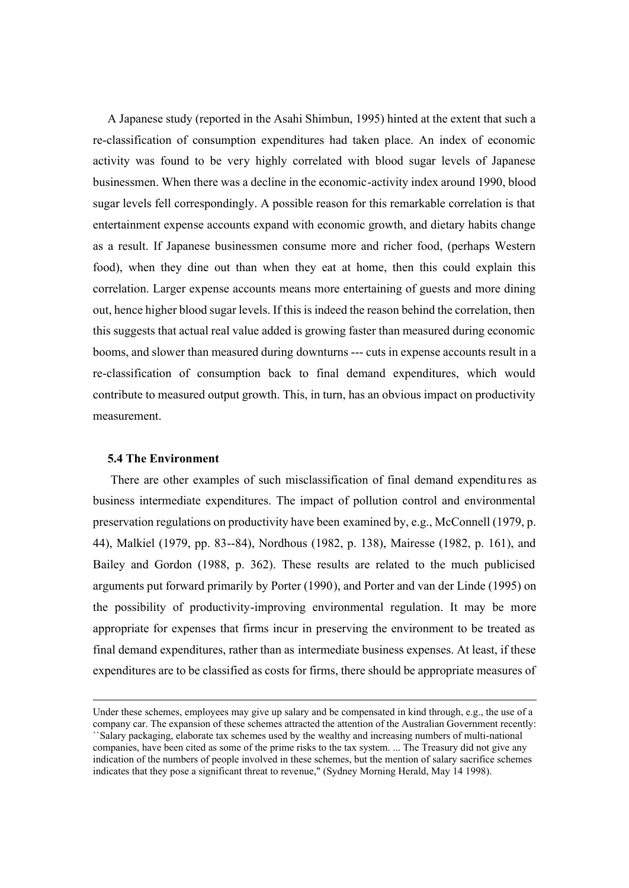A Japanese study (reported in the Asahi Shimbun, 1995) hinted at the extent that such a re-classification of consumption expenditures had taken place. An index of economic activity was found to be very highly correlated with blood sugar levels of Japanese businessmen. When there was a decline in the economic-activity index around 1990, blood sugar levels fell correspondingly. A possible reason for this remarkable correlation is that entertainment expense accounts expand with economic growth, and dietary habits change as a result. If Japanese businessmen consume more and richer food, (perhaps Western food), when they dine out than when they eat at home, then this could explain this correlation. Larger expense accounts means more entertaining of guests and more dining out, hence higher blood sugar levels. If this is indeed the reason behind the correlation, then this suggests that actual real value added is growing faster than measured during economic booms, and slower than measured during downturns --- cuts in expense accounts result in a re-classification of consumption back to final demand expenditures, which would contribute to measured output growth. This, in turn, has an obvious impact on productivity measurement.

### 5.4 The Environment

There are other examples of such misclassification of final demand expenditures as business intermediate expenditures. The impact of pollution control and environmental preservation regulations on productivity have been examined by, e.g., McConnell (1979, p. 44), Malkiel (1979, pp. 83--84), Nordhous (1982, p. 138), Mairesse (1982, p. 161), and Bailey and Gordon (1988, p. 362). These results are related to the much publicised arguments put forward primarily by Porter (1990), and Porter and van der Linde (1995) on the possibility of productivity-improving environmental regulation. It may be more appropriate for expenses that firms incur in preserving the environment to be treated as final demand expenditures, rather than as intermediate business expenses. At least, if these expenditures are to be classified as costs for firms, there should be appropriate measures of

---

Under these schemes, employees may give up salary and be compensated in kind through, e.g., the use of a company car. The expansion of these schemes attracted the attention of the Australian Government recently: ``Salary packaging, elaborate tax schemes used by the wealthy and increasing numbers of multi-national companies, have been cited as some of the prime risks to the tax system. ... The Treasury did not give any indication of the numbers of people involved in these schemes, but the mention of salary sacrifice schemes indicates that they pose a significant threat to revenue,'' (Sydney Morning Herald, May 14 1998).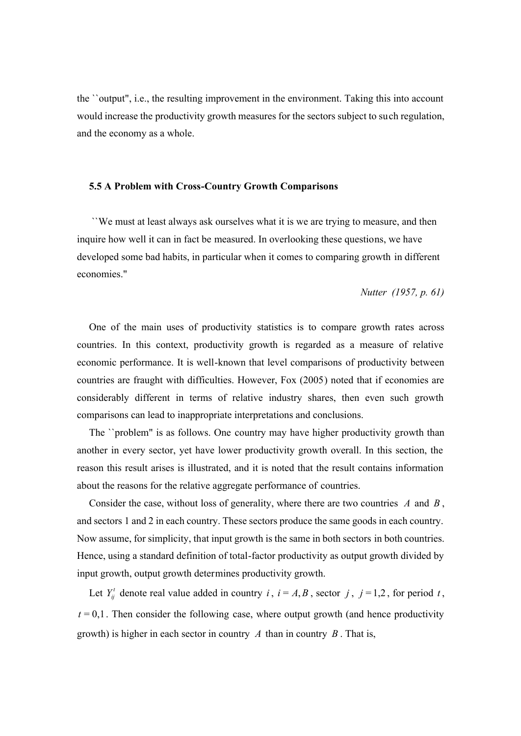the ``output", i.e., the resulting improvement in the environment. Taking this into account would increase the productivity growth measures for the sectors subject to such regulation, and the economy as a whole.

### 5.5 A Problem with Cross-Country Growth Comparisons

``We must at least always ask ourselves what it is we are trying to measure, and then inquire how well it can in fact be measured. In overlooking these questions, we have developed some bad habits, in particular when it comes to comparing growth in different economies."

*Nutter (1957, p. 61)*

One of the main uses of productivity statistics is to compare growth rates across countries. In this context, productivity growth is regarded as a measure of relative economic performance. It is well-known that level comparisons of productivity between countries are fraught with difficulties. However, Fox (2005) noted that if economies are considerably different in terms of relative industry shares, then even such growth comparisons can lead to inappropriate interpretations and conclusions.

The ``problem" is as follows. One country may have higher productivity growth than another in every sector, yet have lower productivity growth overall. In this section, the reason this result arises is illustrated, and it is noted that the result contains information about the reasons for the relative aggregate performance of countries.

Consider the case, without loss of generality, where there are two countries $A$ and $B$, and sectors 1 and 2 in each country. These sectors produce the same goods in each country. Now assume, for simplicity, that input growth is the same in both sectors in both countries. Hence, using a standard definition of total-factor productivity as output growth divided by input growth, output growth determines productivity growth.

Let $Y_{ij}^{t}$ denote real value added in country $i$, $i = A, B$, sector $j$, $j = 1,2$, for period $t$, $t = 0,1$. Then consider the following case, where output growth (and hence productivity growth) is higher in each sector in country $A$ than in country $B$. That is,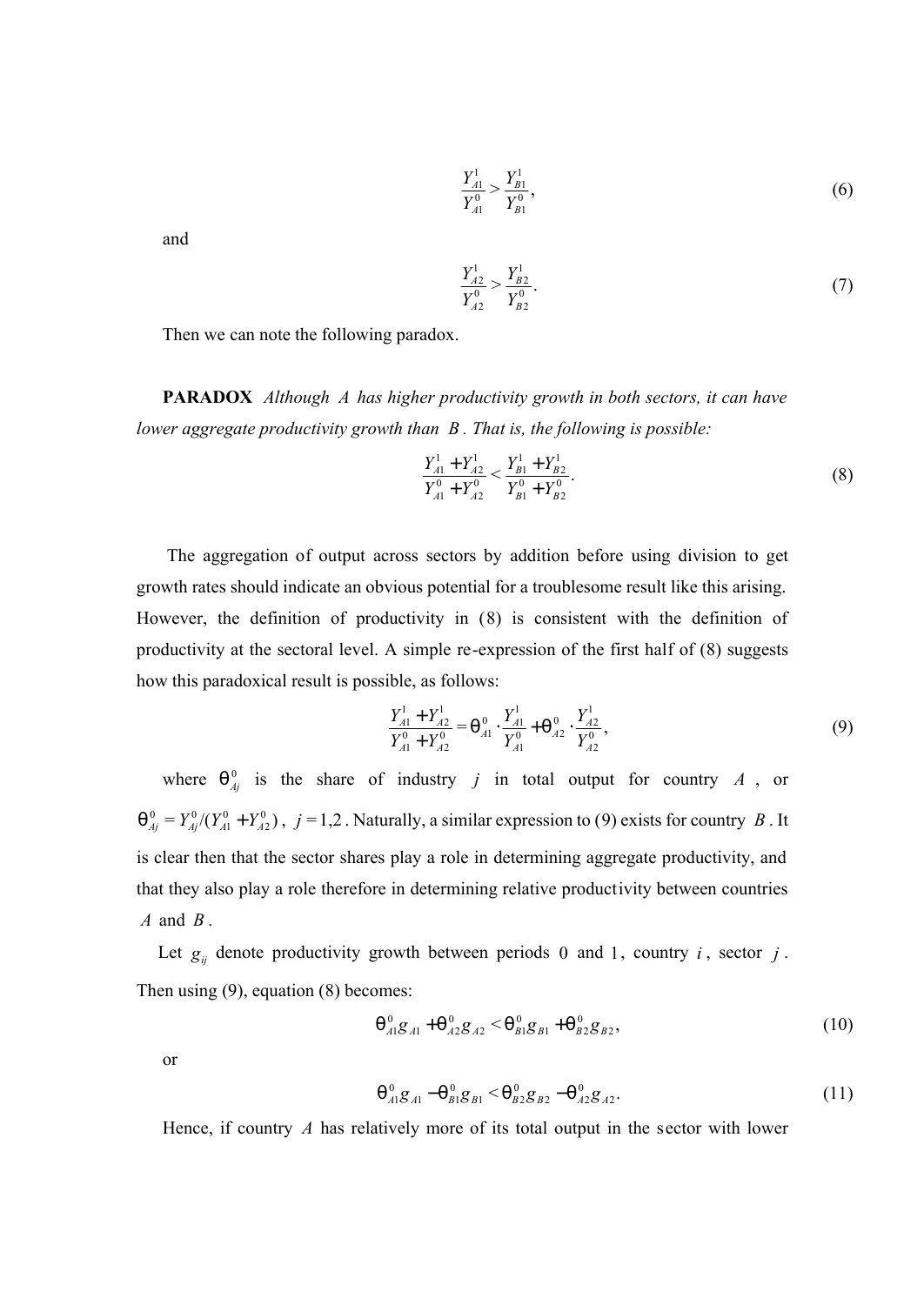$$\frac{Y_{A1}^1}{Y_{A1}^0} > \frac{Y_{B1}^1}{Y_{B1}^0}, \tag{6}$$

and

$$\frac{Y_{A2}^1}{Y_{A2}^0} > \frac{Y_{B2}^1}{Y_{B2}^0}. \tag{7}$$

Then we can note the following paradox.

**PARADOX** *Although $A$ has higher productivity growth in both sectors, it can have lower aggregate productivity growth than $B$. That is, the following is possible:*

$$\frac{Y_{A1}^1 + Y_{A2}^1}{Y_{A1}^0 + Y_{A2}^0} < \frac{Y_{B1}^1 + Y_{B2}^1}{Y_{B1}^0 + Y_{B2}^0}. \tag{8}$$

The aggregation of output across sectors by addition before using division to get growth rates should indicate an obvious potential for a troublesome result like this arising. However, the definition of productivity in (8) is consistent with the definition of productivity at the sectoral level. A simple re-expression of the first half of (8) suggests how this paradoxical result is possible, as follows:

$$\frac{Y_{A1}^1 + Y_{A2}^1}{Y_{A1}^0 + Y_{A2}^0} = \theta_{A1}^0 \cdot \frac{Y_{A1}^1}{Y_{A1}^0} + \theta_{A2}^0 \cdot \frac{Y_{A2}^1}{Y_{A2}^0}, \tag{9}$$

where $\theta_{Aj}^0$ is the share of industry $j$ in total output for country $A$, or $\theta_{Aj}^0 = Y_{Aj}^0/(Y_{A1}^0 + Y_{A2}^0)$, $j = 1,2$. Naturally, a similar expression to (9) exists for country $B$. It is clear then that the sector shares play a role in determining aggregate productivity, and that they also play a role therefore in determining relative productivity between countries $A$ and $B$.

Let $g_{ij}$ denote productivity growth between periods $0$ and $1$, country $i$, sector $j$. Then using (9), equation (8) becomes:

$$\theta_{A1}^0 g_{A1} + \theta_{A2}^0 g_{A2} < \theta_{B1}^0 g_{B1} + \theta_{B2}^0 g_{B2}, \tag{10}$$

or

$$\theta_{A1}^0 g_{A1} - \theta_{B1}^0 g_{B1} < \theta_{B2}^0 g_{B2} - \theta_{A2}^0 g_{A2}. \tag{11}$$

Hence, if country $A$ has relatively more of its total output in the sector with lower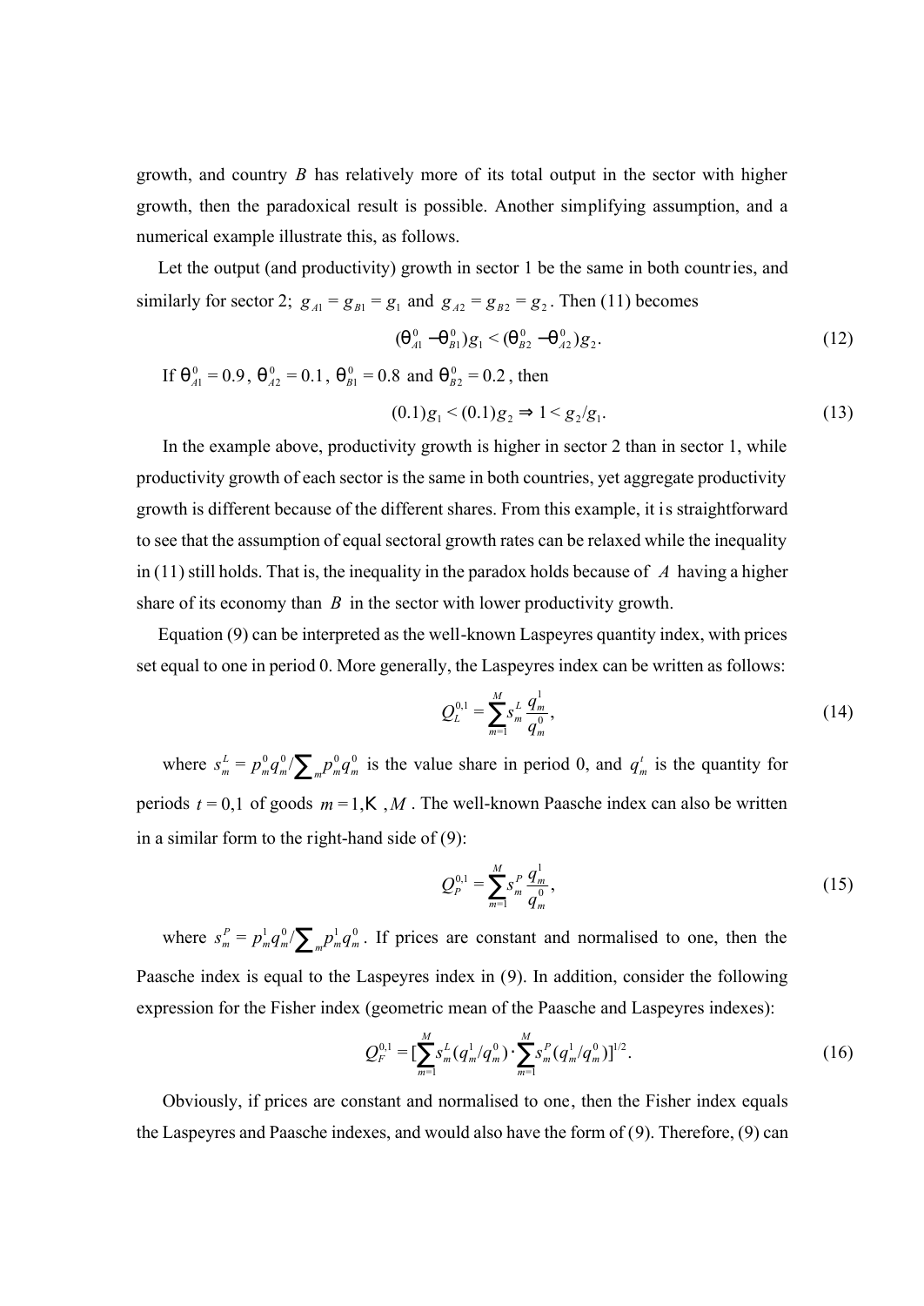growth, and country $B$ has relatively more of its total output in the sector with higher growth, then the paradoxical result is possible. Another simplifying assumption, and a numerical example illustrate this, as follows.

Let the output (and productivity) growth in sector 1 be the same in both countries, and similarly for sector 2; $g_{A1} = g_{B1} = g_1$ and $g_{A2} = g_{B2} = g_2$. Then (11) becomes

$$(\theta^0_{A1} - \theta^0_{B1})g_1 < (\theta^0_{B2} - \theta^0_{A2})g_2. \tag{12}$$

If $\theta^0_{A1} = 0.9$, $\theta^0_{A2} = 0.1$, $\theta^0_{B1} = 0.8$ and $\theta^0_{B2} = 0.2$, then

$$(0.1)g_1 < (0.1)g_2 \Rightarrow 1 < g_2/g_1. \tag{13}$$

In the example above, productivity growth is higher in sector 2 than in sector 1, while productivity growth of each sector is the same in both countries, yet aggregate productivity growth is different because of the different shares. From this example, it is straightforward to see that the assumption of equal sectoral growth rates can be relaxed while the inequality in (11) still holds. That is, the inequality in the paradox holds because of $A$ having a higher share of its economy than $B$ in the sector with lower productivity growth.

Equation (9) can be interpreted as the well-known Laspeyres quantity index, with prices set equal to one in period 0. More generally, the Laspeyres index can be written as follows:

$$Q^{0,1}_L = \sum_{m=1}^{M} s^L_m \frac{q^1_m}{q^0_m}, \tag{14}$$

where $s^L_m = p^0_m q^0_m / \sum_m p^0_m q^0_m$ is the value share in period 0, and $q^t_m$ is the quantity for periods $t = 0,1$ of goods $m = 1,\ldots,M$. The well-known Paasche index can also be written in a similar form to the right-hand side of (9):

$$Q^{0,1}_P = \sum_{m=1}^{M} s^P_m \frac{q^1_m}{q^0_m}, \tag{15}$$

where $s^P_m = p^1_m q^0_m / \sum_m p^1_m q^0_m$. If prices are constant and normalised to one, then the Paasche index is equal to the Laspeyres index in (9). In addition, consider the following expression for the Fisher index (geometric mean of the Paasche and Laspeyres indexes):

$$Q^{0,1}_F = [\sum_{m=1}^{M} s^L_m (q^1_m / q^0_m) \cdot \sum_{m=1}^{M} s^P_m (q^1_m / q^0_m)]^{1/2}. \tag{16}$$

Obviously, if prices are constant and normalised to one, then the Fisher index equals the Laspeyres and Paasche indexes, and would also have the form of (9). Therefore, (9) can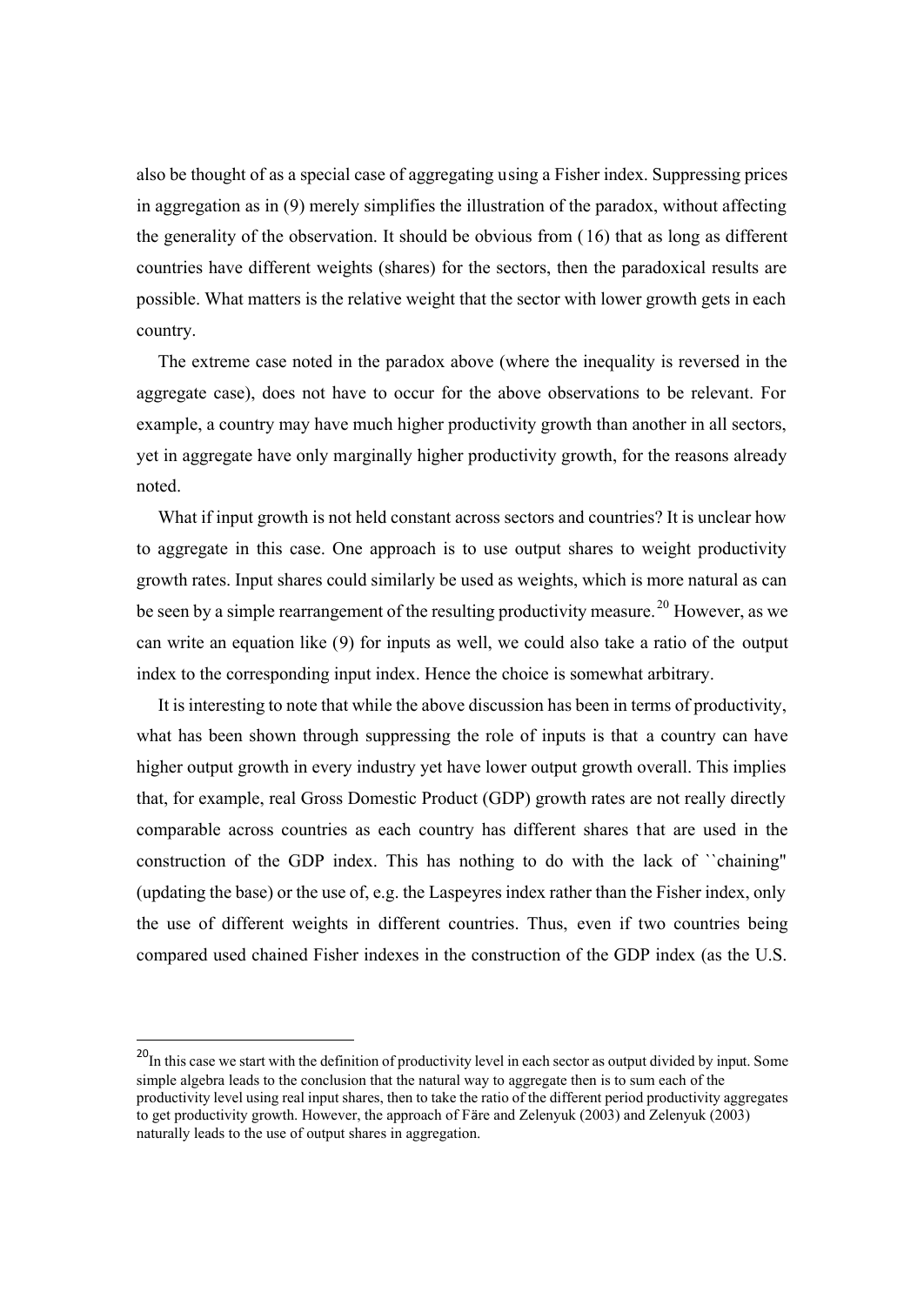also be thought of as a special case of aggregating using a Fisher index. Suppressing prices in aggregation as in (9) merely simplifies the illustration of the paradox, without affecting the generality of the observation. It should be obvious from (16) that as long as different countries have different weights (shares) for the sectors, then the paradoxical results are possible. What matters is the relative weight that the sector with lower growth gets in each country.

The extreme case noted in the paradox above (where the inequality is reversed in the aggregate case), does not have to occur for the above observations to be relevant. For example, a country may have much higher productivity growth than another in all sectors, yet in aggregate have only marginally higher productivity growth, for the reasons already noted.

What if input growth is not held constant across sectors and countries? It is unclear how to aggregate in this case. One approach is to use output shares to weight productivity growth rates. Input shares could similarly be used as weights, which is more natural as can be seen by a simple rearrangement of the resulting productivity measure.[20] However, as we can write an equation like (9) for inputs as well, we could also take a ratio of the output index to the corresponding input index. Hence the choice is somewhat arbitrary.

It is interesting to note that while the above discussion has been in terms of productivity, what has been shown through suppressing the role of inputs is that a country can have higher output growth in every industry yet have lower output growth overall. This implies that, for example, real Gross Domestic Product (GDP) growth rates are not really directly comparable across countries as each country has different shares that are used in the construction of the GDP index. This has nothing to do with the lack of ``chaining'' (updating the base) or the use of, e.g. the Laspeyres index rather than the Fisher index, only the use of different weights in different countries. Thus, even if two countries being compared used chained Fisher indexes in the construction of the GDP index (as the U.S.

[20] In this case we start with the definition of productivity level in each sector as output divided by input. Some simple algebra leads to the conclusion that the natural way to aggregate then is to sum each of the productivity level using real input shares, then to take the ratio of the different period productivity aggregates to get productivity growth. However, the approach of Färe and Zelenyuk (2003) and Zelenyuk (2003) naturally leads to the use of output shares in aggregation.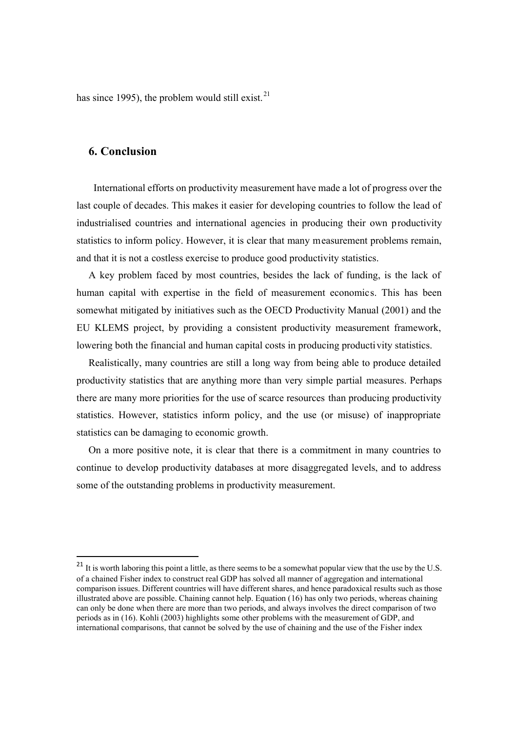has since 1995), the problem would still exist.[21]

## 6. Conclusion

International efforts on productivity measurement have made a lot of progress over the last couple of decades. This makes it easier for developing countries to follow the lead of industrialised countries and international agencies in producing their own productivity statistics to inform policy. However, it is clear that many measurement problems remain, and that it is not a costless exercise to produce good productivity statistics.

A key problem faced by most countries, besides the lack of funding, is the lack of human capital with expertise in the field of measurement economics. This has been somewhat mitigated by initiatives such as the OECD Productivity Manual (2001) and the EU KLEMS project, by providing a consistent productivity measurement framework, lowering both the financial and human capital costs in producing productivity statistics.

Realistically, many countries are still a long way from being able to produce detailed productivity statistics that are anything more than very simple partial measures. Perhaps there are many more priorities for the use of scarce resources than producing productivity statistics. However, statistics inform policy, and the use (or misuse) of inappropriate statistics can be damaging to economic growth.

On a more positive note, it is clear that there is a commitment in many countries to continue to develop productivity databases at more disaggregated levels, and to address some of the outstanding problems in productivity measurement.

---

[21] It is worth laboring this point a little, as there seems to be a somewhat popular view that the use by the U.S. of a chained Fisher index to construct real GDP has solved all manner of aggregation and international comparison issues. Different countries will have different shares, and hence paradoxical results such as those illustrated above are possible. Chaining cannot help. Equation (16) has only two periods, whereas chaining can only be done when there are more than two periods, and always involves the direct comparison of two periods as in (16). Kohli (2003) highlights some other problems with the measurement of GDP, and international comparisons, that cannot be solved by the use of chaining and the use of the Fisher index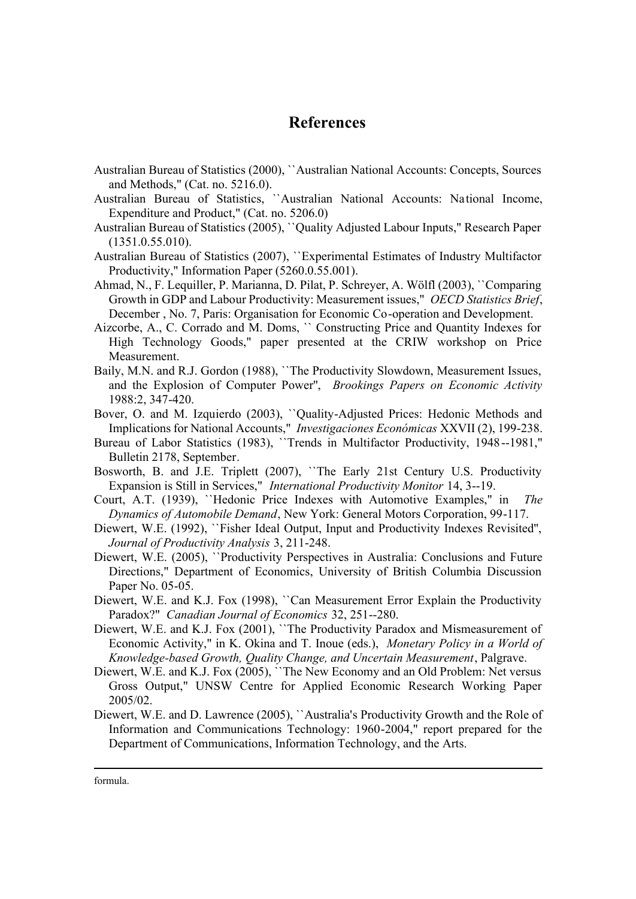# References

Australian Bureau of Statistics (2000), ``Australian National Accounts: Concepts, Sources and Methods,'' (Cat. no. 5216.0).

Australian Bureau of Statistics, ``Australian National Accounts: National Income, Expenditure and Product,'' (Cat. no. 5206.0)

Australian Bureau of Statistics (2005), ``Quality Adjusted Labour Inputs,'' Research Paper (1351.0.55.010).

Australian Bureau of Statistics (2007), ``Experimental Estimates of Industry Multifactor Productivity,'' Information Paper (5260.0.55.001).

Ahmad, N., F. Lequiller, P. Marianna, D. Pilat, P. Schreyer, A. Wölfl (2003), ``Comparing Growth in GDP and Labour Productivity: Measurement issues,'' *OECD Statistics Brief*, December , No. 7, Paris: Organisation for Economic Co-operation and Development.

Aizcorbe, A., C. Corrado and M. Doms, `` Constructing Price and Quantity Indexes for High Technology Goods,'' paper presented at the CRIW workshop on Price Measurement.

Baily, M.N. and R.J. Gordon (1988), ``The Productivity Slowdown, Measurement Issues, and the Explosion of Computer Power'', *Brookings Papers on Economic Activity* 1988:2, 347-420.

Bover, O. and M. Izquierdo (2003), ``Quality-Adjusted Prices: Hedonic Methods and Implications for National Accounts,'' *Investigaciones Económicas* XXVII (2), 199-238.

Bureau of Labor Statistics (1983), ``Trends in Multifactor Productivity, 1948--1981,'' Bulletin 2178, September.

Bosworth, B. and J.E. Triplett (2007), ``The Early 21st Century U.S. Productivity Expansion is Still in Services,'' *International Productivity Monitor* 14, 3--19.

Court, A.T. (1939), ``Hedonic Price Indexes with Automotive Examples,'' in *The Dynamics of Automobile Demand*, New York: General Motors Corporation, 99-117.

Diewert, W.E. (1992), ``Fisher Ideal Output, Input and Productivity Indexes Revisited'', *Journal of Productivity Analysis* 3, 211-248.

Diewert, W.E. (2005), ``Productivity Perspectives in Australia: Conclusions and Future Directions,'' Department of Economics, University of British Columbia Discussion Paper No. 05-05.

Diewert, W.E. and K.J. Fox (1998), ``Can Measurement Error Explain the Productivity Paradox?'' *Canadian Journal of Economics* 32, 251--280.

Diewert, W.E. and K.J. Fox (2001), ``The Productivity Paradox and Mismeasurement of Economic Activity,'' in K. Okina and T. Inoue (eds.), *Monetary Policy in a World of Knowledge-based Growth, Quality Change, and Uncertain Measurement*, Palgrave.

Diewert, W.E. and K.J. Fox (2005), ``The New Economy and an Old Problem: Net versus Gross Output,'' UNSW Centre for Applied Economic Research Working Paper 2005/02.

Diewert, W.E. and D. Lawrence (2005), ``Australia's Productivity Growth and the Role of Information and Communications Technology: 1960-2004,'' report prepared for the Department of Communications, Information Technology, and the Arts.

formula.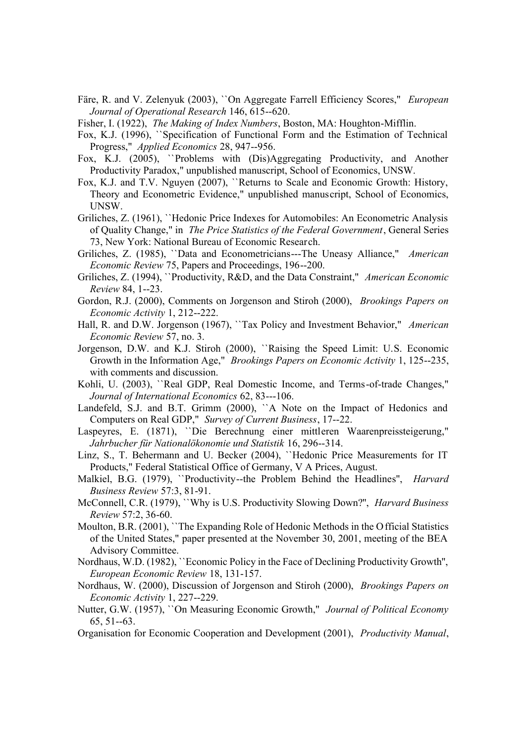Färe, R. and V. Zelenyuk (2003), ``On Aggregate Farrell Efficiency Scores,'' *European Journal of Operational Research* 146, 615--620.

Fisher, I. (1922), *The Making of Index Numbers*, Boston, MA: Houghton-Mifflin.

Fox, K.J. (1996), ``Specification of Functional Form and the Estimation of Technical Progress,'' *Applied Economics* 28, 947--956.

Fox, K.J. (2005), ``Problems with (Dis)Aggregating Productivity, and Another Productivity Paradox,'' unpublished manuscript, School of Economics, UNSW.

Fox, K.J. and T.V. Nguyen (2007), ``Returns to Scale and Economic Growth: History, Theory and Econometric Evidence,'' unpublished manuscript, School of Economics, UNSW.

Griliches, Z. (1961), ``Hedonic Price Indexes for Automobiles: An Econometric Analysis of Quality Change,'' in *The Price Statistics of the Federal Government*, General Series 73, New York: National Bureau of Economic Research.

Griliches, Z. (1985), ``Data and Econometricians---The Uneasy Alliance,'' *American Economic Review* 75, Papers and Proceedings, 196--200.

Griliches, Z. (1994), ``Productivity, R&D, and the Data Constraint,'' *American Economic Review* 84, 1--23.

Gordon, R.J. (2000), Comments on Jorgenson and Stiroh (2000), *Brookings Papers on Economic Activity* 1, 212--222.

Hall, R. and D.W. Jorgenson (1967), ``Tax Policy and Investment Behavior,'' *American Economic Review* 57, no. 3.

Jorgenson, D.W. and K.J. Stiroh (2000), ``Raising the Speed Limit: U.S. Economic Growth in the Information Age,'' *Brookings Papers on Economic Activity* 1, 125--235, with comments and discussion.

Kohli, U. (2003), ``Real GDP, Real Domestic Income, and Terms-of-trade Changes,'' *Journal of International Economics* 62, 83---106.

Landefeld, S.J. and B.T. Grimm (2000), ``A Note on the Impact of Hedonics and Computers on Real GDP,'' *Survey of Current Business*, 17--22.

Laspeyres, E. (1871), ``Die Berechnung einer mittleren Waarenpreissteigerung,'' *Jahrbucher für Nationalökonomie und Statistik* 16, 296--314.

Linz, S., T. Behermann and U. Becker (2004), ``Hedonic Price Measurements for IT Products,'' Federal Statistical Office of Germany, V A Prices, August.

Malkiel, B.G. (1979), ``Productivity--the Problem Behind the Headlines'', *Harvard Business Review* 57:3, 81-91.

McConnell, C.R. (1979), ``Why is U.S. Productivity Slowing Down?'', *Harvard Business Review* 57:2, 36-60.

Moulton, B.R. (2001), ``The Expanding Role of Hedonic Methods in the Official Statistics of the United States,'' paper presented at the November 30, 2001, meeting of the BEA Advisory Committee.

Nordhaus, W.D. (1982), ``Economic Policy in the Face of Declining Productivity Growth'', *European Economic Review* 18, 131-157.

Nordhaus, W. (2000), Discussion of Jorgenson and Stiroh (2000), *Brookings Papers on Economic Activity* 1, 227--229.

Nutter, G.W. (1957), ``On Measuring Economic Growth,'' *Journal of Political Economy* 65, 51--63.

Organisation for Economic Cooperation and Development (2001), *Productivity Manual*,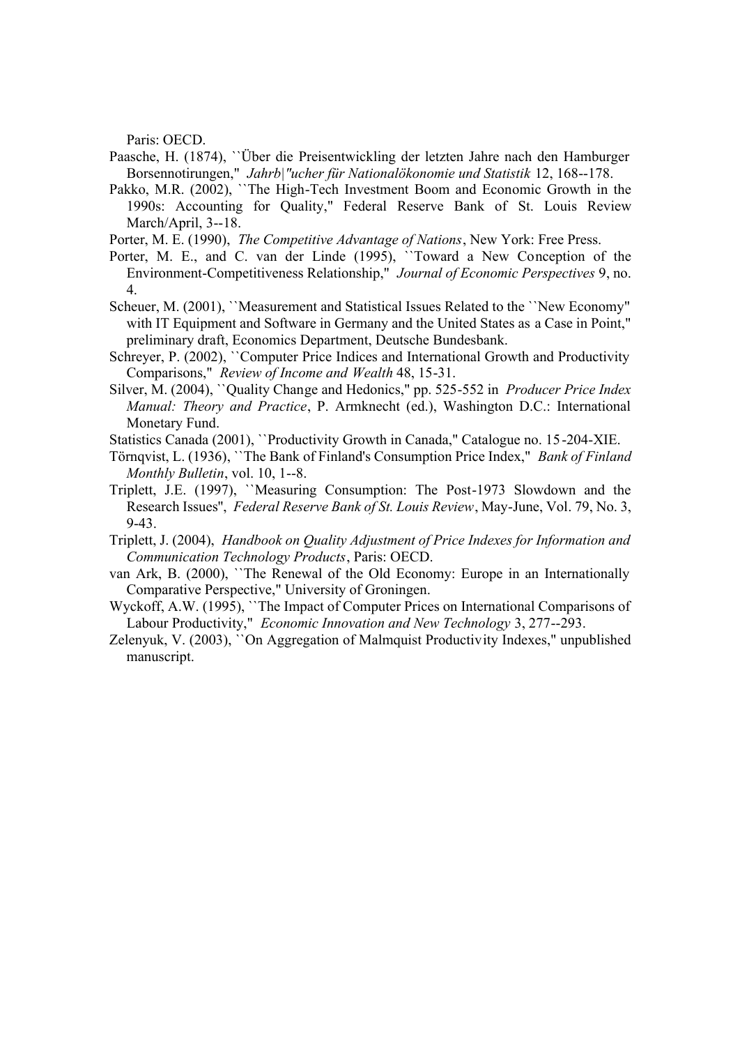Paris: OECD.

Paasche, H. (1874), ``Über die Preisentwickling der letzten Jahre nach den Hamburger Borsennotirungen,'' *Jahrb|"ucher für Nationalökonomie und Statistik* 12, 168--178.

Pakko, M.R. (2002), ``The High-Tech Investment Boom and Economic Growth in the 1990s: Accounting for Quality,'' Federal Reserve Bank of St. Louis Review March/April, 3--18.

Porter, M. E. (1990), *The Competitive Advantage of Nations*, New York: Free Press.

Porter, M. E., and C. van der Linde (1995), ``Toward a New Conception of the Environment-Competitiveness Relationship,'' *Journal of Economic Perspectives* 9, no. 4.

Scheuer, M. (2001), ``Measurement and Statistical Issues Related to the ``New Economy'' with IT Equipment and Software in Germany and the United States as a Case in Point,'' preliminary draft, Economics Department, Deutsche Bundesbank.

Schreyer, P. (2002), ``Computer Price Indices and International Growth and Productivity Comparisons,'' *Review of Income and Wealth* 48, 15-31.

Silver, M. (2004), ``Quality Change and Hedonics,'' pp. 525-552 in *Producer Price Index Manual: Theory and Practice*, P. Armknecht (ed.), Washington D.C.: International Monetary Fund.

Statistics Canada (2001), ``Productivity Growth in Canada,'' Catalogue no. 15-204-XIE.

Törnqvist, L. (1936), ``The Bank of Finland's Consumption Price Index,'' *Bank of Finland Monthly Bulletin*, vol. 10, 1--8.

Triplett, J.E. (1997), ``Measuring Consumption: The Post-1973 Slowdown and the Research Issues'', *Federal Reserve Bank of St. Louis Review*, May-June, Vol. 79, No. 3, 9-43.

Triplett, J. (2004), *Handbook on Quality Adjustment of Price Indexes for Information and Communication Technology Products*, Paris: OECD.

van Ark, B. (2000), ``The Renewal of the Old Economy: Europe in an Internationally Comparative Perspective,'' University of Groningen.

Wyckoff, A.W. (1995), ``The Impact of Computer Prices on International Comparisons of Labour Productivity,'' *Economic Innovation and New Technology* 3, 277--293.

Zelenyuk, V. (2003), ``On Aggregation of Malmquist Productivity Indexes,'' unpublished manuscript.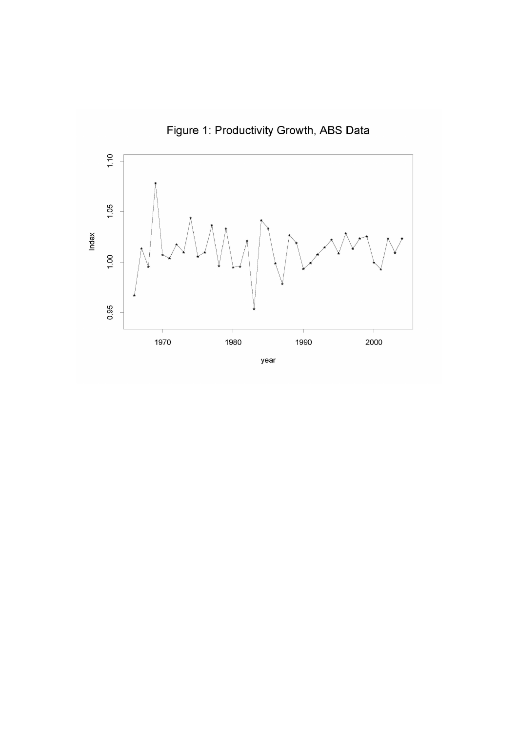Figure 1: Productivity Growth, ABS Data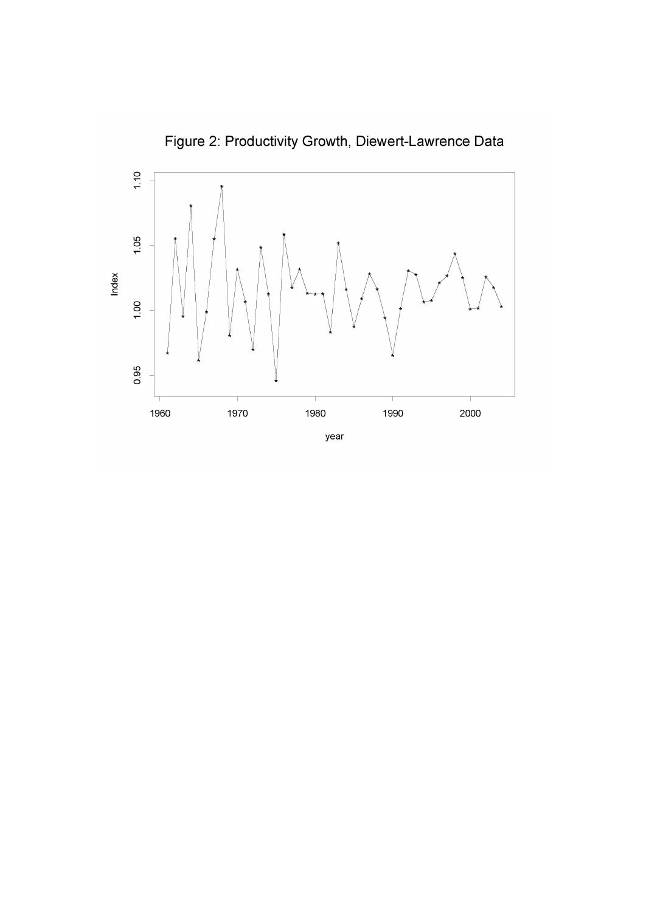Figure 2: Productivity Growth, Diewert-Lawrence Data

Index

1.10

1.05

1.00

0.95

1960

1970

1980

1990

2000

year